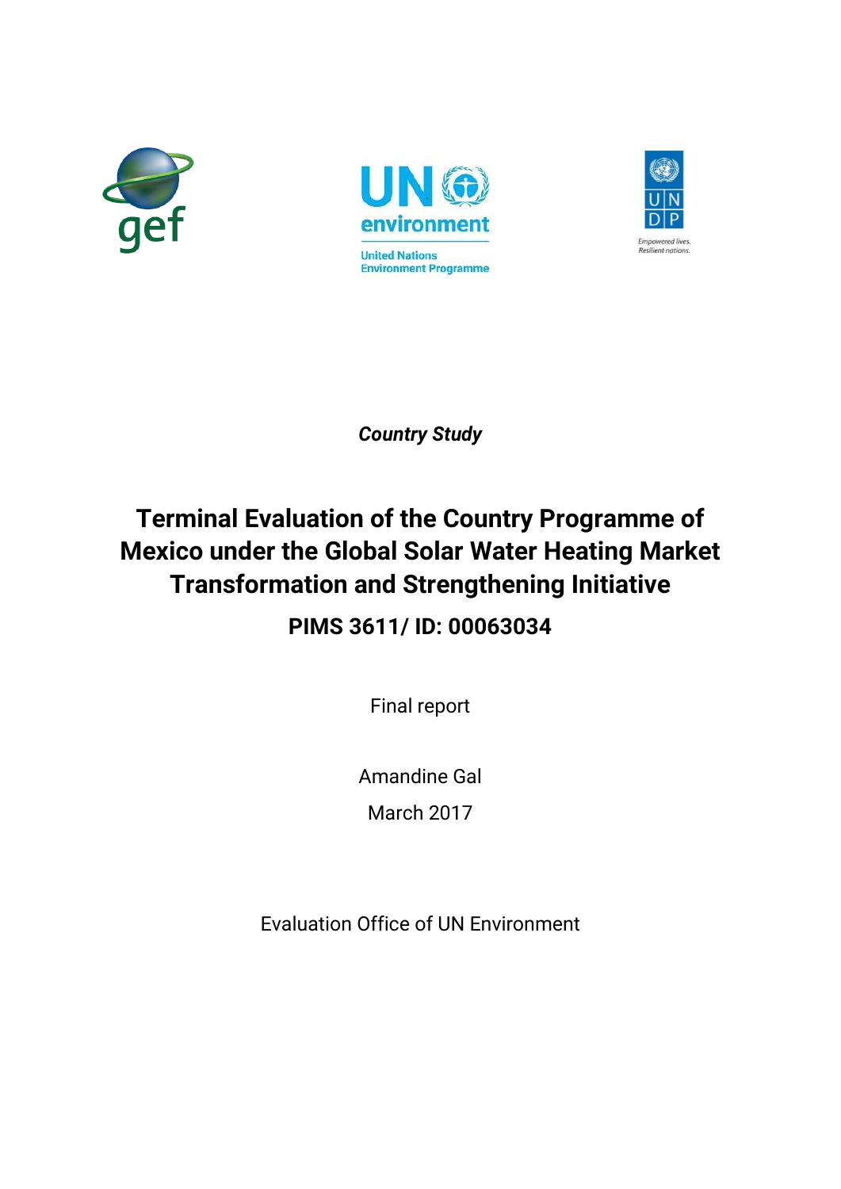*Country Study*

# Terminal Evaluation of the Country Programme of Mexico under the Global Solar Water Heating Market Transformation and Strengthening Initiative

## PIMS 3611/ ID: 00063034

Final report

Amandine Gal

March 2017

Evaluation Office of UN Environment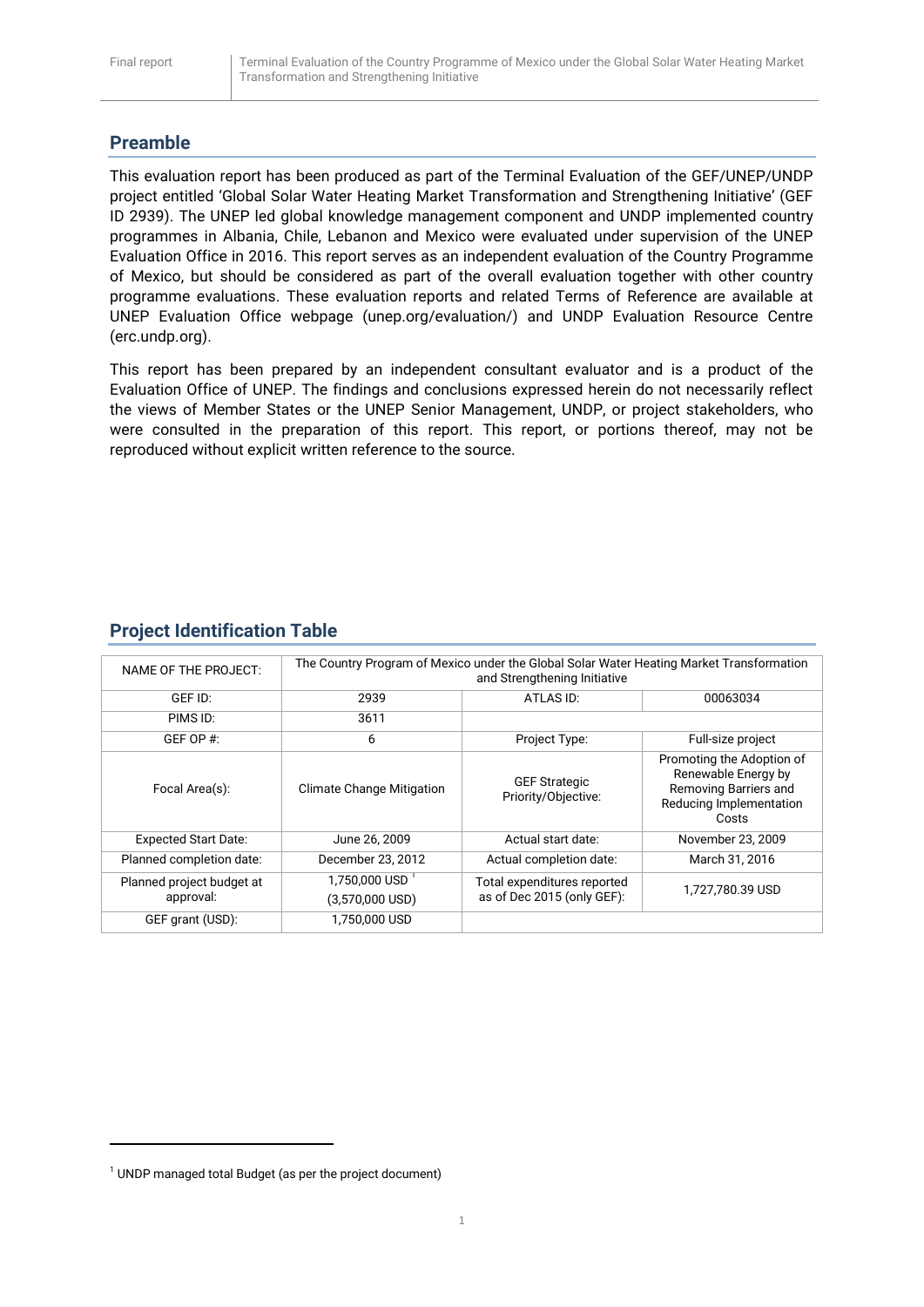## Preamble

This evaluation report has been produced as part of the Terminal Evaluation of the GEF/UNEP/UNDP project entitled 'Global Solar Water Heating Market Transformation and Strengthening Initiative' (GEF ID 2939). The UNEP led global knowledge management component and UNDP implemented country programmes in Albania, Chile, Lebanon and Mexico were evaluated under supervision of the UNEP Evaluation Office in 2016. This report serves as an independent evaluation of the Country Programme of Mexico, but should be considered as part of the overall evaluation together with other country programme evaluations. These evaluation reports and related Terms of Reference are available at UNEP Evaluation Office webpage (unep.org/evaluation/) and UNDP Evaluation Resource Centre (erc.undp.org).

This report has been prepared by an independent consultant evaluator and is a product of the Evaluation Office of UNEP. The findings and conclusions expressed herein do not necessarily reflect the views of Member States or the UNEP Senior Management, UNDP, or project stakeholders, who were consulted in the preparation of this report. This report, or portions thereof, may not be reproduced without explicit written reference to the source.

## Project Identification Table

| NAME OF THE PROJECT: | The Country Program of Mexico under the Global Solar Water Heating Market Transformation and Strengthening Initiative | | |
|---|---|---|---|
| GEF ID: | 2939 | ATLAS ID: | 00063034 |
| PIMS ID: | 3611 | | |
| GEF OP #: | 6 | Project Type: | Full-size project |
| Focal Area(s): | Climate Change Mitigation | GEF Strategic Priority/Objective: | Promoting the Adoption of Renewable Energy by Removing Barriers and Reducing Implementation Costs |
| Expected Start Date: | June 26, 2009 | Actual start date: | November 23, 2009 |
| Planned completion date: | December 23, 2012 | Actual completion date: | March 31, 2016 |
| Planned project budget at approval: | 1,750,000 USD [1] (3,570,000 USD) | Total expenditures reported as of Dec 2015 (only GEF): | 1,727,780.39 USD |
| GEF grant (USD): | 1,750,000 USD | | |

[1] UNDP managed total Budget (as per the project document)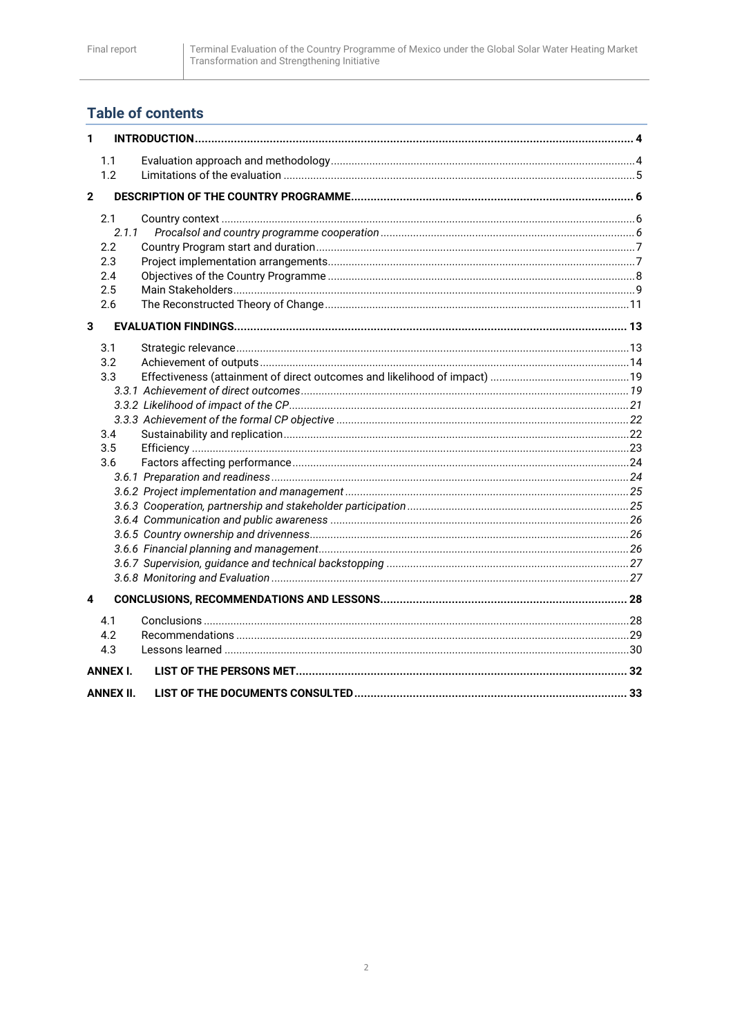## Table of contents

| | | |
|---|---|---|
| **1** | **INTRODUCTION** | **4** |
| 1.1 | Evaluation approach and methodology | 4 |
| 1.2 | Limitations of the evaluation | 5 |
| **2** | **DESCRIPTION OF THE COUNTRY PROGRAMME** | **6** |
| 2.1 | Country context | 6 |
| *2.1.1* | *Procalsol and country programme cooperation* | *6* |
| 2.2 | Country Program start and duration | 7 |
| 2.3 | Project implementation arrangements | 7 |
| 2.4 | Objectives of the Country Programme | 8 |
| 2.5 | Main Stakeholders | 9 |
| 2.6 | The Reconstructed Theory of Change | 11 |
| **3** | **EVALUATION FINDINGS** | **13** |
| 3.1 | Strategic relevance | 13 |
| 3.2 | Achievement of outputs | 14 |
| 3.3 | Effectiveness (attainment of direct outcomes and likelihood of impact) | 19 |
| | *3.3.1 Achievement of direct outcomes* | *19* |
| | *3.3.2 Likelihood of impact of the CP* | *21* |
| | *3.3.3 Achievement of the formal CP objective* | *22* |
| 3.4 | Sustainability and replication | 22 |
| 3.5 | Efficiency | 23 |
| 3.6 | Factors affecting performance | 24 |
| | *3.6.1 Preparation and readiness* | *24* |
| | *3.6.2 Project implementation and management* | *25* |
| | *3.6.3 Cooperation, partnership and stakeholder participation* | *25* |
| | *3.6.4 Communication and public awareness* | *26* |
| | *3.6.5 Country ownership and drivenness* | *26* |
| | *3.6.6 Financial planning and management* | *26* |
| | *3.6.7 Supervision, guidance and technical backstopping* | *27* |
| | *3.6.8 Monitoring and Evaluation* | *27* |
| **4** | **CONCLUSIONS, RECOMMENDATIONS AND LESSONS** | **28** |
| 4.1 | Conclusions | 28 |
| 4.2 | Recommendations | 29 |
| 4.3 | Lessons learned | 30 |
| **ANNEX I.** | **LIST OF THE PERSONS MET** | **32** |
| **ANNEX II.** | **LIST OF THE DOCUMENTS CONSULTED** | **33** |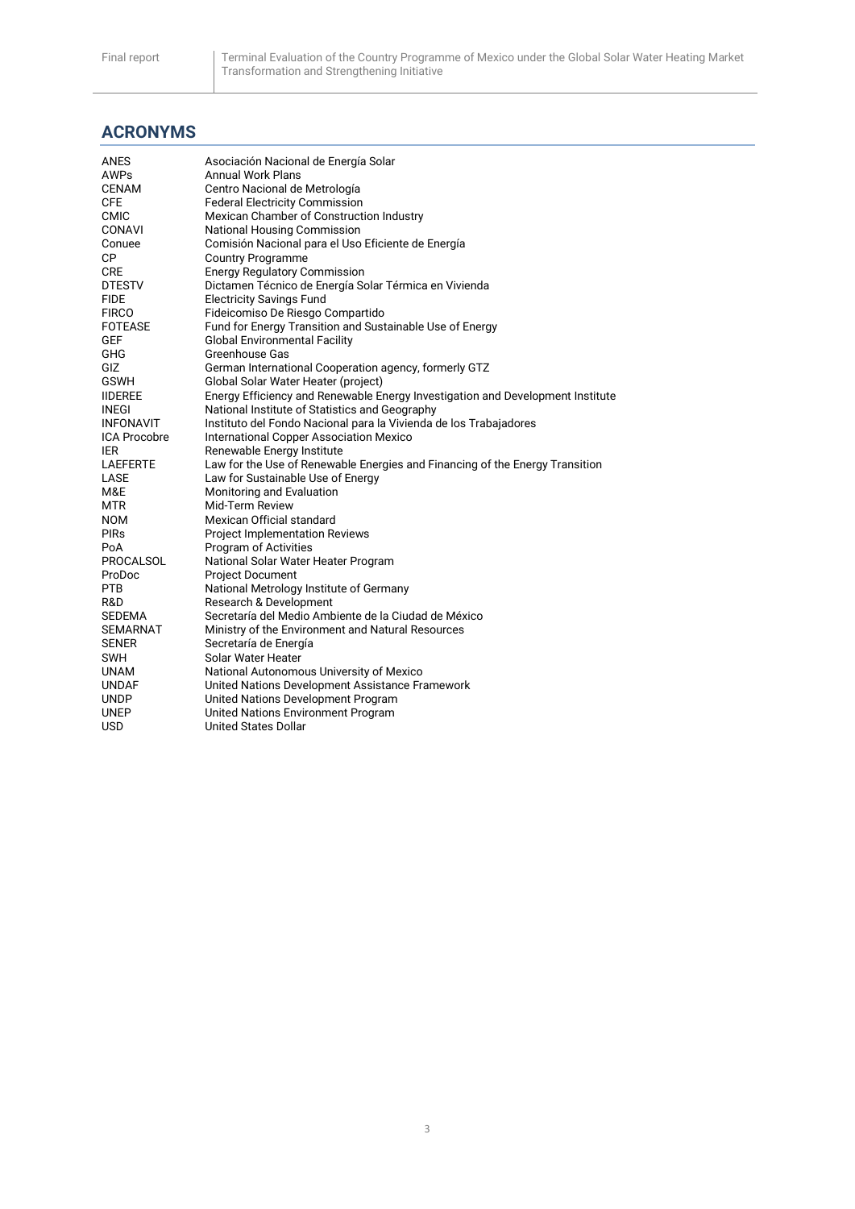## ACRONYMS

| | |
|---|---|
| ANES | Asociación Nacional de Energía Solar |
| AWPs | Annual Work Plans |
| CENAM | Centro Nacional de Metrología |
| CFE | Federal Electricity Commission |
| CMIC | Mexican Chamber of Construction Industry |
| CONAVI | National Housing Commission |
| Conuee | Comisión Nacional para el Uso Eficiente de Energía |
| CP | Country Programme |
| CRE | Energy Regulatory Commission |
| DTESTV | Dictamen Técnico de Energía Solar Térmica en Vivienda |
| FIDE | Electricity Savings Fund |
| FIRCO | Fideicomiso De Riesgo Compartido |
| FOTEASE | Fund for Energy Transition and Sustainable Use of Energy |
| GEF | Global Environmental Facility |
| GHG | Greenhouse Gas |
| GIZ | German International Cooperation agency, formerly GTZ |
| GSWH | Global Solar Water Heater (project) |
| IIDEREE | Energy Efficiency and Renewable Energy Investigation and Development Institute |
| INEGI | National Institute of Statistics and Geography |
| INFONAVIT | Instituto del Fondo Nacional para la Vivienda de los Trabajadores |
| ICA Procobre | International Copper Association Mexico |
| IER | Renewable Energy Institute |
| LAEFERTE | Law for the Use of Renewable Energies and Financing of the Energy Transition |
| LASE | Law for Sustainable Use of Energy |
| M&E | Monitoring and Evaluation |
| MTR | Mid-Term Review |
| NOM | Mexican Official standard |
| PIRs | Project Implementation Reviews |
| PoA | Program of Activities |
| PROCALSOL | National Solar Water Heater Program |
| ProDoc | Project Document |
| PTB | National Metrology Institute of Germany |
| R&D | Research & Development |
| SEDEMA | Secretaría del Medio Ambiente de la Ciudad de México |
| SEMARNAT | Ministry of the Environment and Natural Resources |
| SENER | Secretaría de Energía |
| SWH | Solar Water Heater |
| UNAM | National Autonomous University of Mexico |
| UNDAF | United Nations Development Assistance Framework |
| UNDP | United Nations Development Program |
| UNEP | United Nations Environment Program |
| USD | United States Dollar |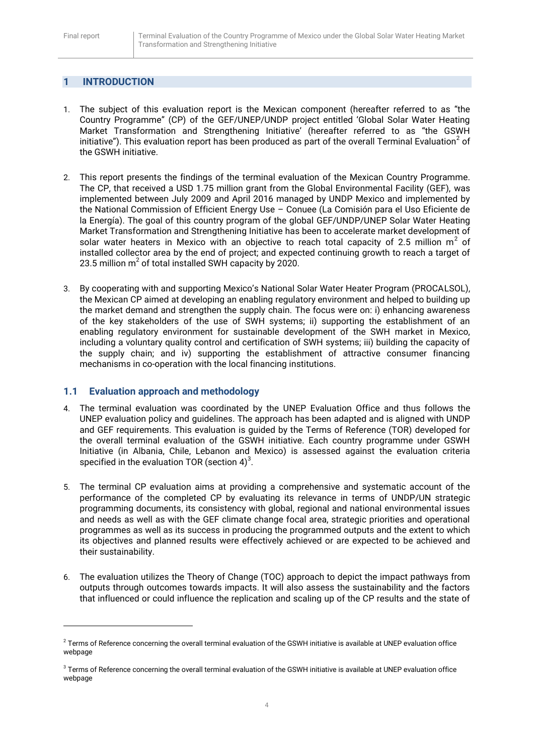# 1 INTRODUCTION

1. The subject of this evaluation report is the Mexican component (hereafter referred to as "the Country Programme" (CP) of the GEF/UNEP/UNDP project entitled 'Global Solar Water Heating Market Transformation and Strengthening Initiative' (hereafter referred to as "the GSWH initiative"). This evaluation report has been produced as part of the overall Terminal Evaluation[2] of the GSWH initiative.

2. This report presents the findings of the terminal evaluation of the Mexican Country Programme. The CP, that received a USD 1.75 million grant from the Global Environmental Facility (GEF), was implemented between July 2009 and April 2016 managed by UNDP Mexico and implemented by the National Commission of Efficient Energy Use – Conuee (La Comisión para el Uso Eficiente de la Energía). The goal of this country program of the global GEF/UNDP/UNEP Solar Water Heating Market Transformation and Strengthening Initiative has been to accelerate market development of solar water heaters in Mexico with an objective to reach total capacity of 2.5 million $m^2$ of installed collector area by the end of project; and expected continuing growth to reach a target of 23.5 million $m^2$ of total installed SWH capacity by 2020.

3. By cooperating with and supporting Mexico's National Solar Water Heater Program (PROCALSOL), the Mexican CP aimed at developing an enabling regulatory environment and helped to building up the market demand and strengthen the supply chain. The focus were on: i) enhancing awareness of the key stakeholders of the use of SWH systems; ii) supporting the establishment of an enabling regulatory environment for sustainable development of the SWH market in Mexico, including a voluntary quality control and certification of SWH systems; iii) building the capacity of the supply chain; and iv) supporting the establishment of attractive consumer financing mechanisms in co-operation with the local financing institutions.

## 1.1 Evaluation approach and methodology

4. The terminal evaluation was coordinated by the UNEP Evaluation Office and thus follows the UNEP evaluation policy and guidelines. The approach has been adapted and is aligned with UNDP and GEF requirements. This evaluation is guided by the Terms of Reference (TOR) developed for the overall terminal evaluation of the GSWH initiative. Each country programme under GSWH Initiative (in Albania, Chile, Lebanon and Mexico) is assessed against the evaluation criteria specified in the evaluation TOR (section 4)[3].

5. The terminal CP evaluation aims at providing a comprehensive and systematic account of the performance of the completed CP by evaluating its relevance in terms of UNDP/UN strategic programming documents, its consistency with global, regional and national environmental issues and needs as well as with the GEF climate change focal area, strategic priorities and operational programmes as well as its success in producing the programmed outputs and the extent to which its objectives and planned results were effectively achieved or are expected to be achieved and their sustainability.

6. The evaluation utilizes the Theory of Change (TOC) approach to depict the impact pathways from outputs through outcomes towards impacts. It will also assess the sustainability and the factors that influenced or could influence the replication and scaling up of the CP results and the state of

---

[2] Terms of Reference concerning the overall terminal evaluation of the GSWH initiative is available at UNEP evaluation office webpage

[3] Terms of Reference concerning the overall terminal evaluation of the GSWH initiative is available at UNEP evaluation office webpage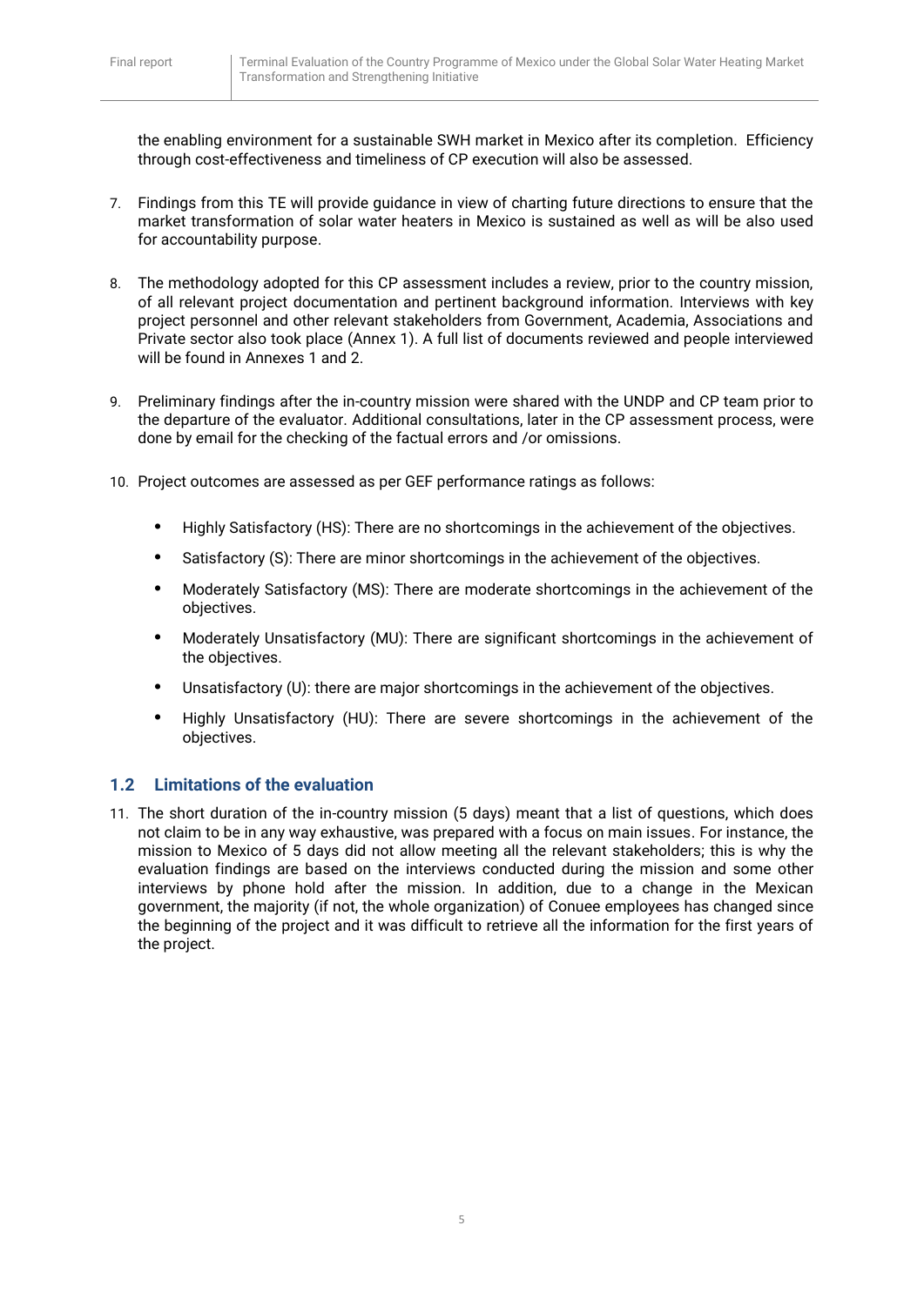the enabling environment for a sustainable SWH market in Mexico after its completion. Efficiency through cost-effectiveness and timeliness of CP execution will also be assessed.

7. Findings from this TE will provide guidance in view of charting future directions to ensure that the market transformation of solar water heaters in Mexico is sustained as well as will be also used for accountability purpose.

8. The methodology adopted for this CP assessment includes a review, prior to the country mission, of all relevant project documentation and pertinent background information. Interviews with key project personnel and other relevant stakeholders from Government, Academia, Associations and Private sector also took place (Annex 1). A full list of documents reviewed and people interviewed will be found in Annexes 1 and 2.

9. Preliminary findings after the in-country mission were shared with the UNDP and CP team prior to the departure of the evaluator. Additional consultations, later in the CP assessment process, were done by email for the checking of the factual errors and /or omissions.

10. Project outcomes are assessed as per GEF performance ratings as follows:

   - Highly Satisfactory (HS): There are no shortcomings in the achievement of the objectives.
   - Satisfactory (S): There are minor shortcomings in the achievement of the objectives.
   - Moderately Satisfactory (MS): There are moderate shortcomings in the achievement of the objectives.
   - Moderately Unsatisfactory (MU): There are significant shortcomings in the achievement of the objectives.
   - Unsatisfactory (U): there are major shortcomings in the achievement of the objectives.
   - Highly Unsatisfactory (HU): There are severe shortcomings in the achievement of the objectives.

## 1.2 Limitations of the evaluation

11. The short duration of the in-country mission (5 days) meant that a list of questions, which does not claim to be in any way exhaustive, was prepared with a focus on main issues. For instance, the mission to Mexico of 5 days did not allow meeting all the relevant stakeholders; this is why the evaluation findings are based on the interviews conducted during the mission and some other interviews by phone hold after the mission. In addition, due to a change in the Mexican government, the majority (if not, the whole organization) of Conuee employees has changed since the beginning of the project and it was difficult to retrieve all the information for the first years of the project.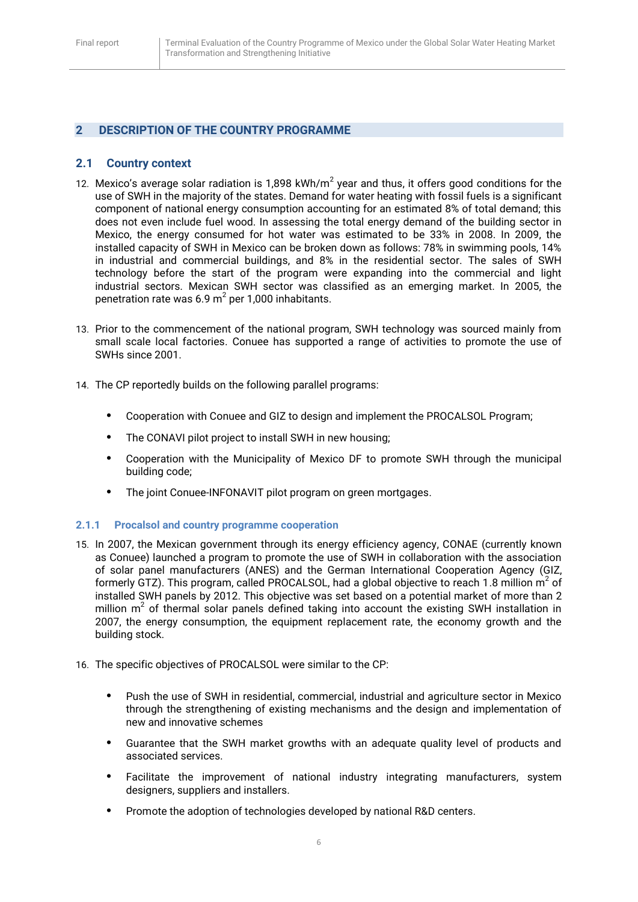# 2 DESCRIPTION OF THE COUNTRY PROGRAMME

## 2.1 Country context

12. Mexico's average solar radiation is 1,898 kWh/m$^2$ year and thus, it offers good conditions for the use of SWH in the majority of the states. Demand for water heating with fossil fuels is a significant component of national energy consumption accounting for an estimated 8% of total demand; this does not even include fuel wood. In assessing the total energy demand of the building sector in Mexico, the energy consumed for hot water was estimated to be 33% in 2008. In 2009, the installed capacity of SWH in Mexico can be broken down as follows: 78% in swimming pools, 14% in industrial and commercial buildings, and 8% in the residential sector. The sales of SWH technology before the start of the program were expanding into the commercial and light industrial sectors. Mexican SWH sector was classified as an emerging market. In 2005, the penetration rate was 6.9 m$^2$ per 1,000 inhabitants.

13. Prior to the commencement of the national program, SWH technology was sourced mainly from small scale local factories. Conuee has supported a range of activities to promote the use of SWHs since 2001.

14. The CP reportedly builds on the following parallel programs:

    - Cooperation with Conuee and GIZ to design and implement the PROCALSOL Program;
    - The CONAVI pilot project to install SWH in new housing;
    - Cooperation with the Municipality of Mexico DF to promote SWH through the municipal building code;
    - The joint Conuee-INFONAVIT pilot program on green mortgages.

### 2.1.1 Procalsol and country programme cooperation

15. In 2007, the Mexican government through its energy efficiency agency, CONAE (currently known as Conuee) launched a program to promote the use of SWH in collaboration with the association of solar panel manufacturers (ANES) and the German International Cooperation Agency (GIZ, formerly GTZ). This program, called PROCALSOL, had a global objective to reach 1.8 million m$^2$ of installed SWH panels by 2012. This objective was set based on a potential market of more than 2 million m$^2$ of thermal solar panels defined taking into account the existing SWH installation in 2007, the energy consumption, the equipment replacement rate, the economy growth and the building stock.

16. The specific objectives of PROCALSOL were similar to the CP:

    - Push the use of SWH in residential, commercial, industrial and agriculture sector in Mexico through the strengthening of existing mechanisms and the design and implementation of new and innovative schemes
    - Guarantee that the SWH market growths with an adequate quality level of products and associated services.
    - Facilitate the improvement of national industry integrating manufacturers, system designers, suppliers and installers.
    - Promote the adoption of technologies developed by national R&D centers.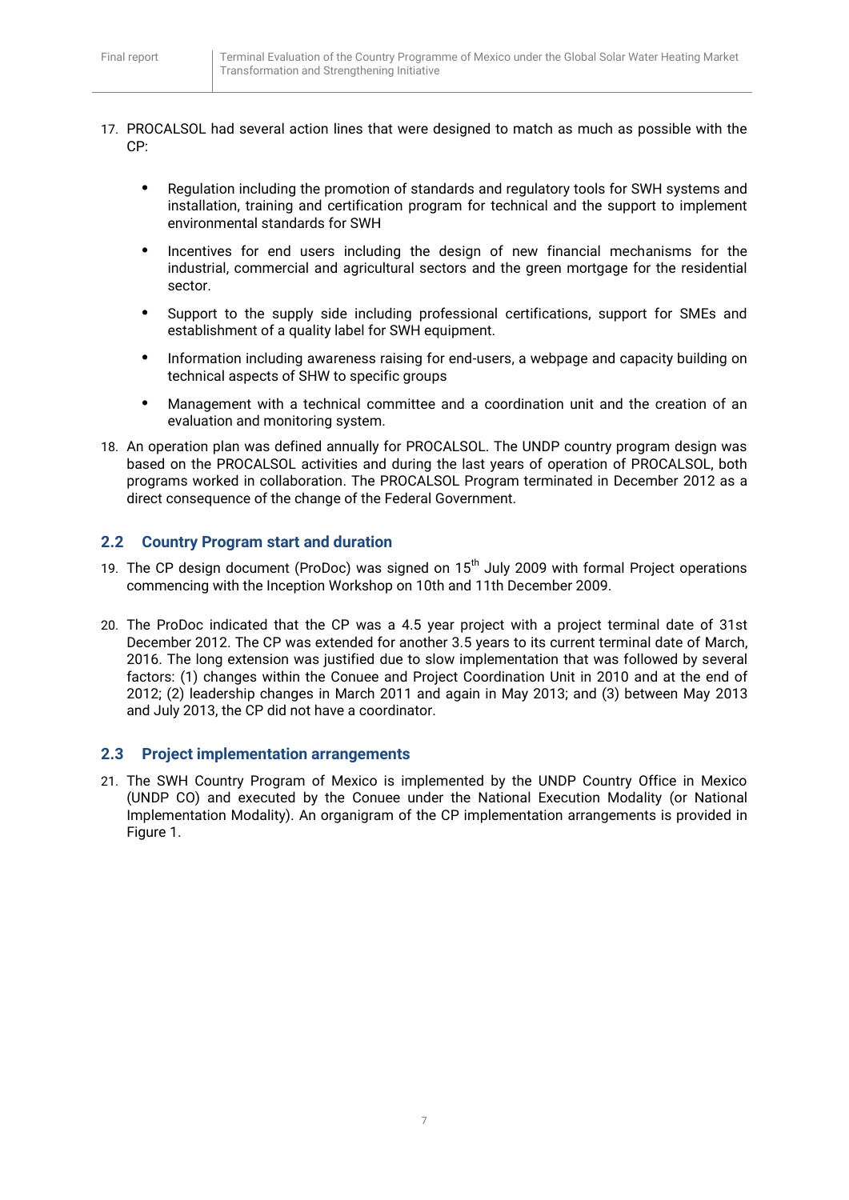17. PROCALSOL had several action lines that were designed to match as much as possible with the CP:

    - Regulation including the promotion of standards and regulatory tools for SWH systems and installation, training and certification program for technical and the support to implement environmental standards for SWH
    - Incentives for end users including the design of new financial mechanisms for the industrial, commercial and agricultural sectors and the green mortgage for the residential sector.
    - Support to the supply side including professional certifications, support for SMEs and establishment of a quality label for SWH equipment.
    - Information including awareness raising for end-users, a webpage and capacity building on technical aspects of SHW to specific groups
    - Management with a technical committee and a coordination unit and the creation of an evaluation and monitoring system.

18. An operation plan was defined annually for PROCALSOL. The UNDP country program design was based on the PROCALSOL activities and during the last years of operation of PROCALSOL, both programs worked in collaboration. The PROCALSOL Program terminated in December 2012 as a direct consequence of the change of the Federal Government.

## 2.2 Country Program start and duration

19. The CP design document (ProDoc) was signed on 15th July 2009 with formal Project operations commencing with the Inception Workshop on 10th and 11th December 2009.

20. The ProDoc indicated that the CP was a 4.5 year project with a project terminal date of 31st December 2012. The CP was extended for another 3.5 years to its current terminal date of March, 2016. The long extension was justified due to slow implementation that was followed by several factors: (1) changes within the Conuee and Project Coordination Unit in 2010 and at the end of 2012; (2) leadership changes in March 2011 and again in May 2013; and (3) between May 2013 and July 2013, the CP did not have a coordinator.

## 2.3 Project implementation arrangements

21. The SWH Country Program of Mexico is implemented by the UNDP Country Office in Mexico (UNDP CO) and executed by the Conuee under the National Execution Modality (or National Implementation Modality). An organigram of the CP implementation arrangements is provided in Figure 1.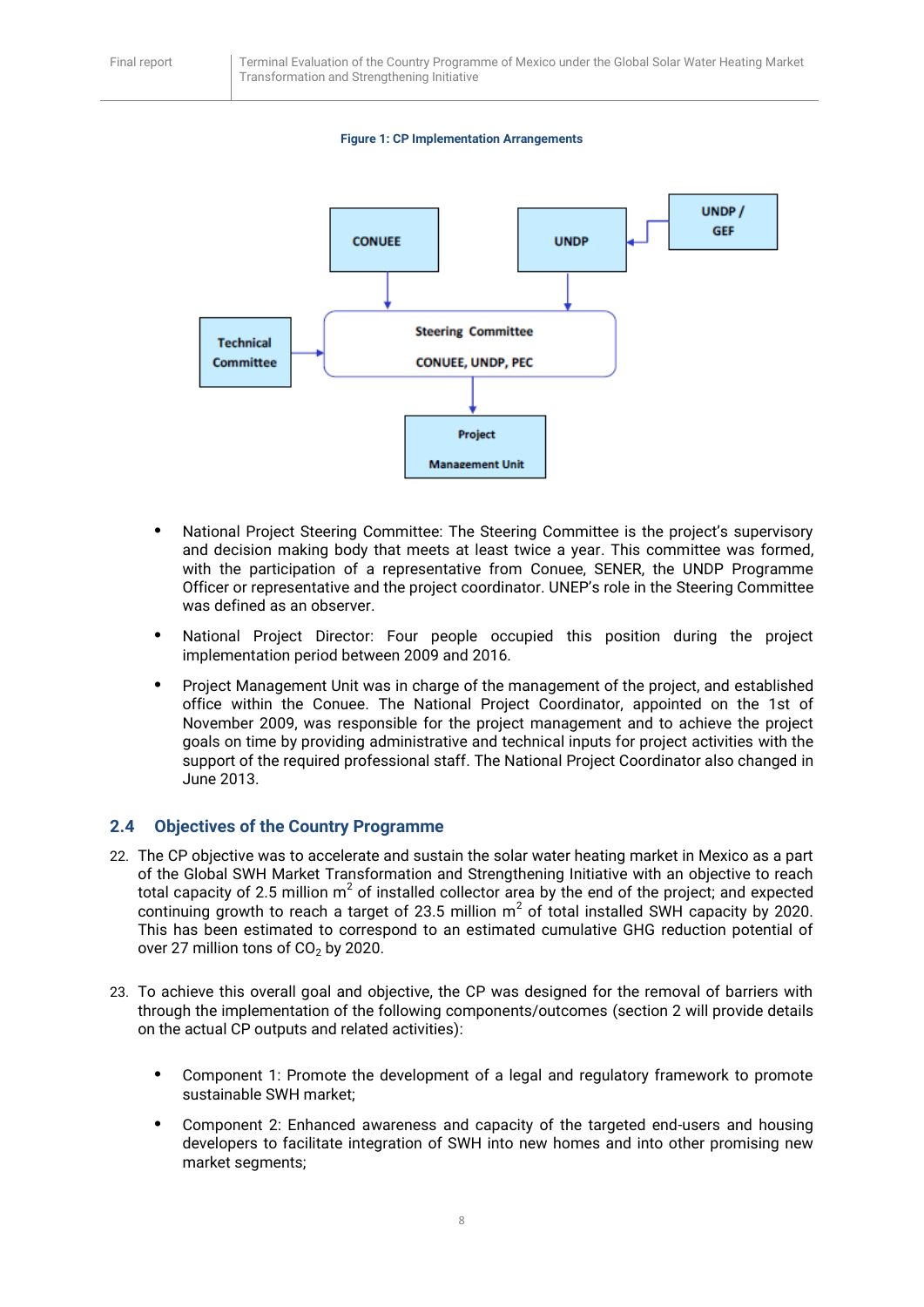**Figure 1: CP Implementation Arrangements**

- National Project Steering Committee: The Steering Committee is the project's supervisory and decision making body that meets at least twice a year. This committee was formed, with the participation of a representative from Conuee, SENER, the UNDP Programme Officer or representative and the project coordinator. UNEP's role in the Steering Committee was defined as an observer.
- National Project Director: Four people occupied this position during the project implementation period between 2009 and 2016.
- Project Management Unit was in charge of the management of the project, and established office within the Conuee. The National Project Coordinator, appointed on the 1st of November 2009, was responsible for the project management and to achieve the project goals on time by providing administrative and technical inputs for project activities with the support of the required professional staff. The National Project Coordinator also changed in June 2013.

## 2.4 Objectives of the Country Programme

22. The CP objective was to accelerate and sustain the solar water heating market in Mexico as a part of the Global SWH Market Transformation and Strengthening Initiative with an objective to reach total capacity of 2.5 million $m^2$ of installed collector area by the end of the project; and expected continuing growth to reach a target of 23.5 million $m^2$ of total installed SWH capacity by 2020. This has been estimated to correspond to an estimated cumulative GHG reduction potential of over 27 million tons of $CO_2$ by 2020.

23. To achieve this overall goal and objective, the CP was designed for the removal of barriers with through the implementation of the following components/outcomes (section 2 will provide details on the actual CP outputs and related activities):

- Component 1: Promote the development of a legal and regulatory framework to promote sustainable SWH market;
- Component 2: Enhanced awareness and capacity of the targeted end-users and housing developers to facilitate integration of SWH into new homes and into other promising new market segments;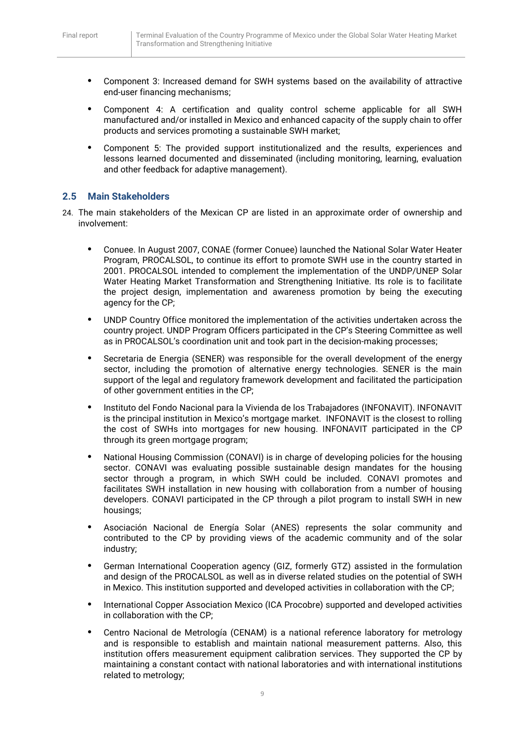- Component 3: Increased demand for SWH systems based on the availability of attractive end-user financing mechanisms;
- Component 4: A certification and quality control scheme applicable for all SWH manufactured and/or installed in Mexico and enhanced capacity of the supply chain to offer products and services promoting a sustainable SWH market;
- Component 5: The provided support institutionalized and the results, experiences and lessons learned documented and disseminated (including monitoring, learning, evaluation and other feedback for adaptive management).

## 2.5 Main Stakeholders

24. The main stakeholders of the Mexican CP are listed in an approximate order of ownership and involvement:

- Conuee. In August 2007, CONAE (former Conuee) launched the National Solar Water Heater Program, PROCALSOL, to continue its effort to promote SWH use in the country started in 2001. PROCALSOL intended to complement the implementation of the UNDP/UNEP Solar Water Heating Market Transformation and Strengthening Initiative. Its role is to facilitate the project design, implementation and awareness promotion by being the executing agency for the CP;
- UNDP Country Office monitored the implementation of the activities undertaken across the country project. UNDP Program Officers participated in the CP's Steering Committee as well as in PROCALSOL's coordination unit and took part in the decision-making processes;
- Secretaria de Energia (SENER) was responsible for the overall development of the energy sector, including the promotion of alternative energy technologies. SENER is the main support of the legal and regulatory framework development and facilitated the participation of other government entities in the CP;
- Instituto del Fondo Nacional para la Vivienda de los Trabajadores (INFONAVIT). INFONAVIT is the principal institution in Mexico's mortgage market. INFONAVIT is the closest to rolling the cost of SWHs into mortgages for new housing. INFONAVIT participated in the CP through its green mortgage program;
- National Housing Commission (CONAVI) is in charge of developing policies for the housing sector. CONAVI was evaluating possible sustainable design mandates for the housing sector through a program, in which SWH could be included. CONAVI promotes and facilitates SWH installation in new housing with collaboration from a number of housing developers. CONAVI participated in the CP through a pilot program to install SWH in new housings;
- Asociación Nacional de Energía Solar (ANES) represents the solar community and contributed to the CP by providing views of the academic community and of the solar industry;
- German International Cooperation agency (GIZ, formerly GTZ) assisted in the formulation and design of the PROCALSOL as well as in diverse related studies on the potential of SWH in Mexico. This institution supported and developed activities in collaboration with the CP;
- International Copper Association Mexico (ICA Procobre) supported and developed activities in collaboration with the CP;
- Centro Nacional de Metrología (CENAM) is a national reference laboratory for metrology and is responsible to establish and maintain national measurement patterns. Also, this institution offers measurement equipment calibration services. They supported the CP by maintaining a constant contact with national laboratories and with international institutions related to metrology;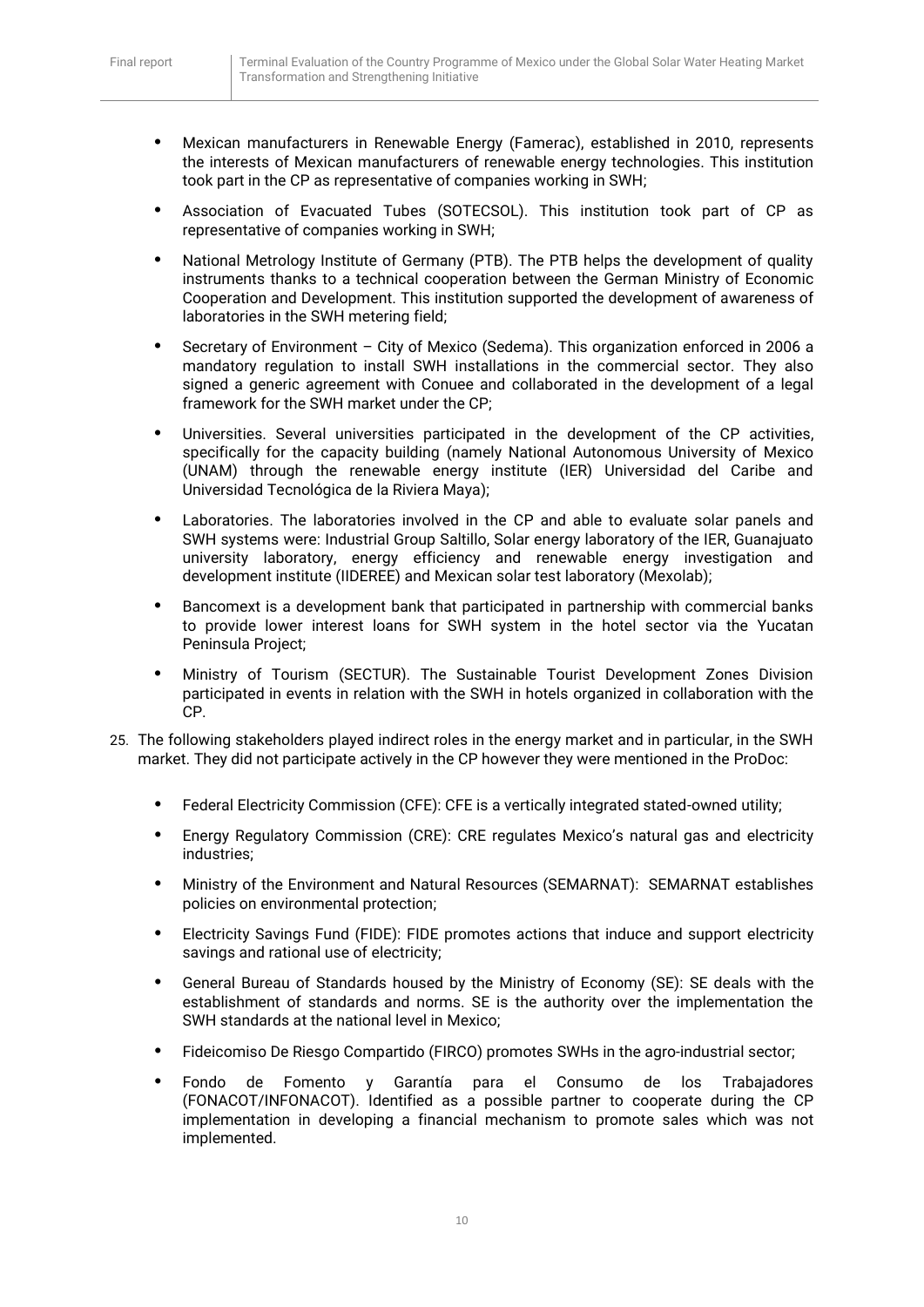- Mexican manufacturers in Renewable Energy (Famerac), established in 2010, represents the interests of Mexican manufacturers of renewable energy technologies. This institution took part in the CP as representative of companies working in SWH;
- Association of Evacuated Tubes (SOTECSOL). This institution took part of CP as representative of companies working in SWH;
- National Metrology Institute of Germany (PTB). The PTB helps the development of quality instruments thanks to a technical cooperation between the German Ministry of Economic Cooperation and Development. This institution supported the development of awareness of laboratories in the SWH metering field;
- Secretary of Environment – City of Mexico (Sedema). This organization enforced in 2006 a mandatory regulation to install SWH installations in the commercial sector. They also signed a generic agreement with Conuee and collaborated in the development of a legal framework for the SWH market under the CP;
- Universities. Several universities participated in the development of the CP activities, specifically for the capacity building (namely National Autonomous University of Mexico (UNAM) through the renewable energy institute (IER) Universidad del Caribe and Universidad Tecnológica de la Riviera Maya);
- Laboratories. The laboratories involved in the CP and able to evaluate solar panels and SWH systems were: Industrial Group Saltillo, Solar energy laboratory of the IER, Guanajuato university laboratory, energy efficiency and renewable energy investigation and development institute (IIDEREE) and Mexican solar test laboratory (Mexolab);
- Bancomext is a development bank that participated in partnership with commercial banks to provide lower interest loans for SWH system in the hotel sector via the Yucatan Peninsula Project;
- Ministry of Tourism (SECTUR). The Sustainable Tourist Development Zones Division participated in events in relation with the SWH in hotels organized in collaboration with the CP.

25. The following stakeholders played indirect roles in the energy market and in particular, in the SWH market. They did not participate actively in the CP however they were mentioned in the ProDoc:

- Federal Electricity Commission (CFE): CFE is a vertically integrated stated-owned utility;
- Energy Regulatory Commission (CRE): CRE regulates Mexico's natural gas and electricity industries;
- Ministry of the Environment and Natural Resources (SEMARNAT): SEMARNAT establishes policies on environmental protection;
- Electricity Savings Fund (FIDE): FIDE promotes actions that induce and support electricity savings and rational use of electricity;
- General Bureau of Standards housed by the Ministry of Economy (SE): SE deals with the establishment of standards and norms. SE is the authority over the implementation the SWH standards at the national level in Mexico;
- Fideicomiso De Riesgo Compartido (FIRCO) promotes SWHs in the agro-industrial sector;
- Fondo de Fomento y Garantía para el Consumo de los Trabajadores (FONACOT/INFONACOT). Identified as a possible partner to cooperate during the CP implementation in developing a financial mechanism to promote sales which was not implemented.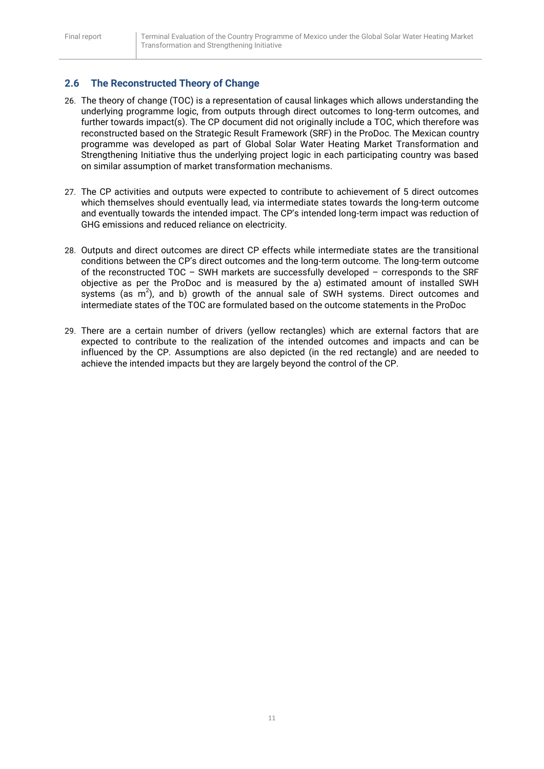## 2.6 The Reconstructed Theory of Change

26. The theory of change (TOC) is a representation of causal linkages which allows understanding the underlying programme logic, from outputs through direct outcomes to long-term outcomes, and further towards impact(s). The CP document did not originally include a TOC, which therefore was reconstructed based on the Strategic Result Framework (SRF) in the ProDoc. The Mexican country programme was developed as part of Global Solar Water Heating Market Transformation and Strengthening Initiative thus the underlying project logic in each participating country was based on similar assumption of market transformation mechanisms.

27. The CP activities and outputs were expected to contribute to achievement of 5 direct outcomes which themselves should eventually lead, via intermediate states towards the long-term outcome and eventually towards the intended impact. The CP's intended long-term impact was reduction of GHG emissions and reduced reliance on electricity.

28. Outputs and direct outcomes are direct CP effects while intermediate states are the transitional conditions between the CP's direct outcomes and the long-term outcome. The long-term outcome of the reconstructed TOC – SWH markets are successfully developed – corresponds to the SRF objective as per the ProDoc and is measured by the a) estimated amount of installed SWH systems (as $m^2$), and b) growth of the annual sale of SWH systems. Direct outcomes and intermediate states of the TOC are formulated based on the outcome statements in the ProDoc

29. There are a certain number of drivers (yellow rectangles) which are external factors that are expected to contribute to the realization of the intended outcomes and impacts and can be influenced by the CP. Assumptions are also depicted (in the red rectangle) and are needed to achieve the intended impacts but they are largely beyond the control of the CP.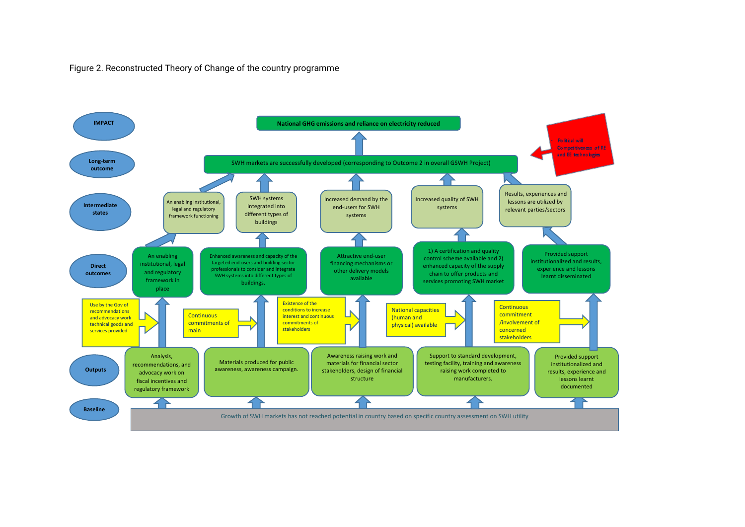Figure 2. Reconstructed Theory of Change of the country programme

**IMPACT**

- National GHG emissions and reliance on electricity reduced

**Long-term outcome**

- SWH markets are successfully developed (corresponding to Outcome 2 in overall GSWH Project)

Political will
Competitiveness of RE and EE technologies

**Intermediate states**

- An enabling institutional, legal and regulatory framework functioning
- SWH systems integrated into different types of buildings
- Increased demand by the end-users for SWH systems
- Increased quality of SWH systems
- Results, experiences and lessons are utilized by relevant parties/sectors

**Direct outcomes**

- An enabling institutional, legal and regulatory framework in place
- Enhanced awareness and capacity of the targeted end-users and building sector professionals to consider and integrate SWH systems into different types of buildings.
- Attractive end-user financing mechanisms or other delivery models available
- 1) A certification and quality control scheme available and 2) enhanced capacity of the supply chain to offer products and services promoting SWH market
- Provided support institutionalized and results, experience and lessons learnt disseminated

Use by the Gov of recommendations and advocacy work technical goods and services provided

Continuous commitments of main

Existence of the conditions to increase interest and continuous commitments of stakeholders

National capacities (human and physical) available

Continuous commitment /involvement of concerned stakeholders

**Outputs**

- Analysis, recommendations, and advocacy work on fiscal incentives and regulatory framework
- Materials produced for public awareness, awareness campaign.
- Awareness raising work and materials for financial sector stakeholders, design of financial structure
- Support to standard development, testing facility, training and awareness raising work completed to manufacturers.
- Provided support institutionalized and results, experience and lessons learnt documented

**Baseline**

- Growth of SWH markets has not reached potential in country based on specific country assessment on SWH utility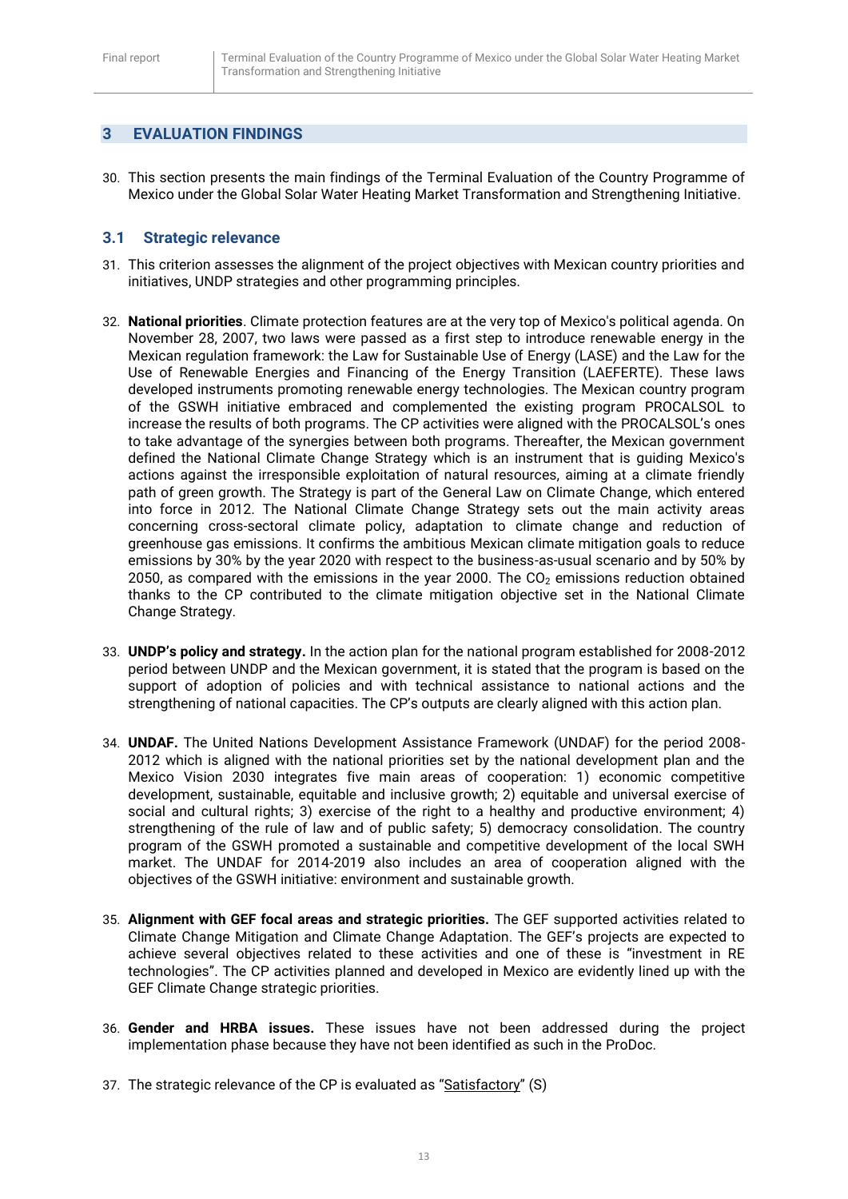# 3 EVALUATION FINDINGS

30. This section presents the main findings of the Terminal Evaluation of the Country Programme of Mexico under the Global Solar Water Heating Market Transformation and Strengthening Initiative.

## 3.1 Strategic relevance

31. This criterion assesses the alignment of the project objectives with Mexican country priorities and initiatives, UNDP strategies and other programming principles.

32. **National priorities**. Climate protection features are at the very top of Mexico's political agenda. On November 28, 2007, two laws were passed as a first step to introduce renewable energy in the Mexican regulation framework: the Law for Sustainable Use of Energy (LASE) and the Law for the Use of Renewable Energies and Financing of the Energy Transition (LAEFERTE). These laws developed instruments promoting renewable energy technologies. The Mexican country program of the GSWH initiative embraced and complemented the existing program PROCALSOL to increase the results of both programs. The CP activities were aligned with the PROCALSOL's ones to take advantage of the synergies between both programs. Thereafter, the Mexican government defined the National Climate Change Strategy which is an instrument that is guiding Mexico's actions against the irresponsible exploitation of natural resources, aiming at a climate friendly path of green growth. The Strategy is part of the General Law on Climate Change, which entered into force in 2012. The National Climate Change Strategy sets out the main activity areas concerning cross-sectoral climate policy, adaptation to climate change and reduction of greenhouse gas emissions. It confirms the ambitious Mexican climate mitigation goals to reduce emissions by 30% by the year 2020 with respect to the business-as-usual scenario and by 50% by 2050, as compared with the emissions in the year 2000. The $CO_2$ emissions reduction obtained thanks to the CP contributed to the climate mitigation objective set in the National Climate Change Strategy.

33. **UNDP's policy and strategy.** In the action plan for the national program established for 2008-2012 period between UNDP and the Mexican government, it is stated that the program is based on the support of adoption of policies and with technical assistance to national actions and the strengthening of national capacities. The CP's outputs are clearly aligned with this action plan.

34. **UNDAF.** The United Nations Development Assistance Framework (UNDAF) for the period 2008-2012 which is aligned with the national priorities set by the national development plan and the Mexico Vision 2030 integrates five main areas of cooperation: 1) economic competitive development, sustainable, equitable and inclusive growth; 2) equitable and universal exercise of social and cultural rights; 3) exercise of the right to a healthy and productive environment; 4) strengthening of the rule of law and of public safety; 5) democracy consolidation. The country program of the GSWH promoted a sustainable and competitive development of the local SWH market. The UNDAF for 2014-2019 also includes an area of cooperation aligned with the objectives of the GSWH initiative: environment and sustainable growth.

35. **Alignment with GEF focal areas and strategic priorities.** The GEF supported activities related to Climate Change Mitigation and Climate Change Adaptation. The GEF's projects are expected to achieve several objectives related to these activities and one of these is "investment in RE technologies". The CP activities planned and developed in Mexico are evidently lined up with the GEF Climate Change strategic priorities.

36. **Gender and HRBA issues.** These issues have not been addressed during the project implementation phase because they have not been identified as such in the ProDoc.

37. The strategic relevance of the CP is evaluated as "Satisfactory" (S)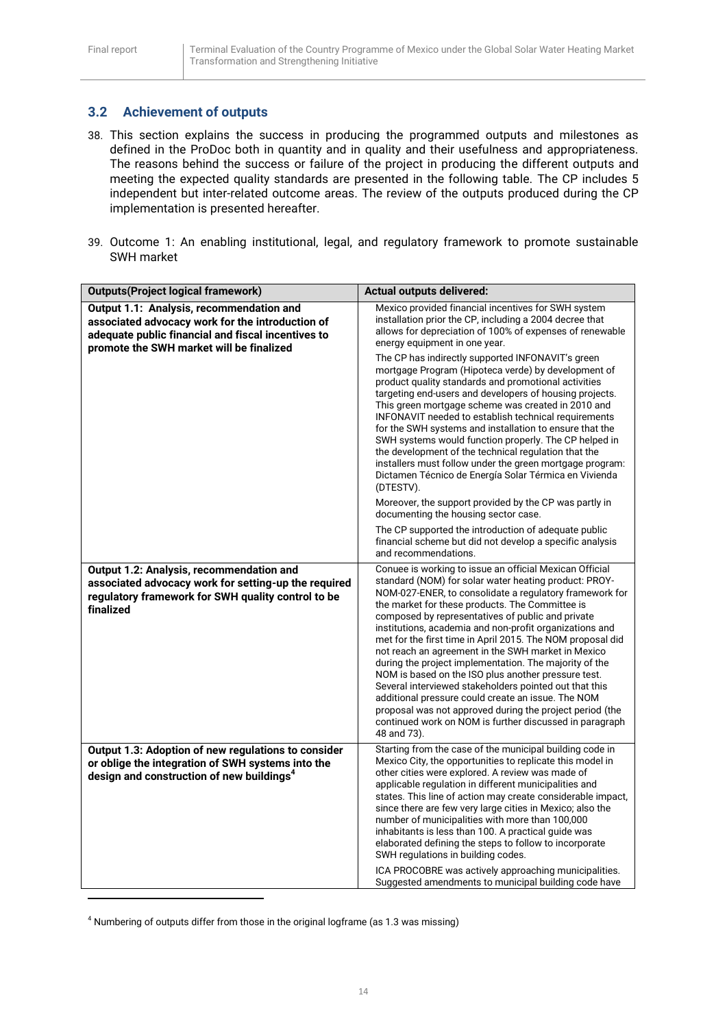## 3.2 Achievement of outputs

38. This section explains the success in producing the programmed outputs and milestones as defined in the ProDoc both in quantity and in quality and their usefulness and appropriateness. The reasons behind the success or failure of the project in producing the different outputs and meeting the expected quality standards are presented in the following table. The CP includes 5 independent but inter-related outcome areas. The review of the outputs produced during the CP implementation is presented hereafter.

39. Outcome 1: An enabling institutional, legal, and regulatory framework to promote sustainable SWH market

| Outputs(Project logical framework) | Actual outputs delivered: |
|---|---|
| **Output 1.1: Analysis, recommendation and associated advocacy work for the introduction of adequate public financial and fiscal incentives to promote the SWH market will be finalized** | Mexico provided financial incentives for SWH system installation prior the CP, including a 2004 decree that allows for depreciation of 100% of expenses of renewable energy equipment in one year.<br><br>The CP has indirectly supported INFONAVIT's green mortgage Program (Hipoteca verde) by development of product quality standards and promotional activities targeting end-users and developers of housing projects. This green mortgage scheme was created in 2010 and INFONAVIT needed to establish technical requirements for the SWH systems and installation to ensure that the SWH systems would function properly. The CP helped in the development of the technical regulation that the installers must follow under the green mortgage program: Dictamen Técnico de Energía Solar Térmica en Vivienda (DTESTV).<br><br>Moreover, the support provided by the CP was partly in documenting the housing sector case.<br><br>The CP supported the introduction of adequate public financial scheme but did not develop a specific analysis and recommendations. |
| **Output 1.2: Analysis, recommendation and associated advocacy work for setting-up the required regulatory framework for SWH quality control to be finalized** | Conuee is working to issue an official Mexican Official standard (NOM) for solar water heating product: PROY-NOM-027-ENER, to consolidate a regulatory framework for the market for these products. The Committee is composed by representatives of public and private institutions, academia and non-profit organizations and met for the first time in April 2015. The NOM proposal did not reach an agreement in the SWH market in Mexico during the project implementation. The majority of the NOM is based on the ISO plus another pressure test. Several interviewed stakeholders pointed out that this additional pressure could create an issue. The NOM proposal was not approved during the project period (the continued work on NOM is further discussed in paragraph 48 and 73). |
| **Output 1.3: Adoption of new regulations to consider or oblige the integration of SWH systems into the design and construction of new buildings[4]** | Starting from the case of the municipal building code in Mexico City, the opportunities to replicate this model in other cities were explored. A review was made of applicable regulation in different municipalities and states. This line of action may create considerable impact, since there are few very large cities in Mexico; also the number of municipalities with more than 100,000 inhabitants is less than 100. A practical guide was elaborated defining the steps to follow to incorporate SWH regulations in building codes.<br><br>ICA PROCOBRE was actively approaching municipalities. Suggested amendments to municipal building code have |

[4] Numbering of outputs differ from those in the original logframe (as 1.3 was missing)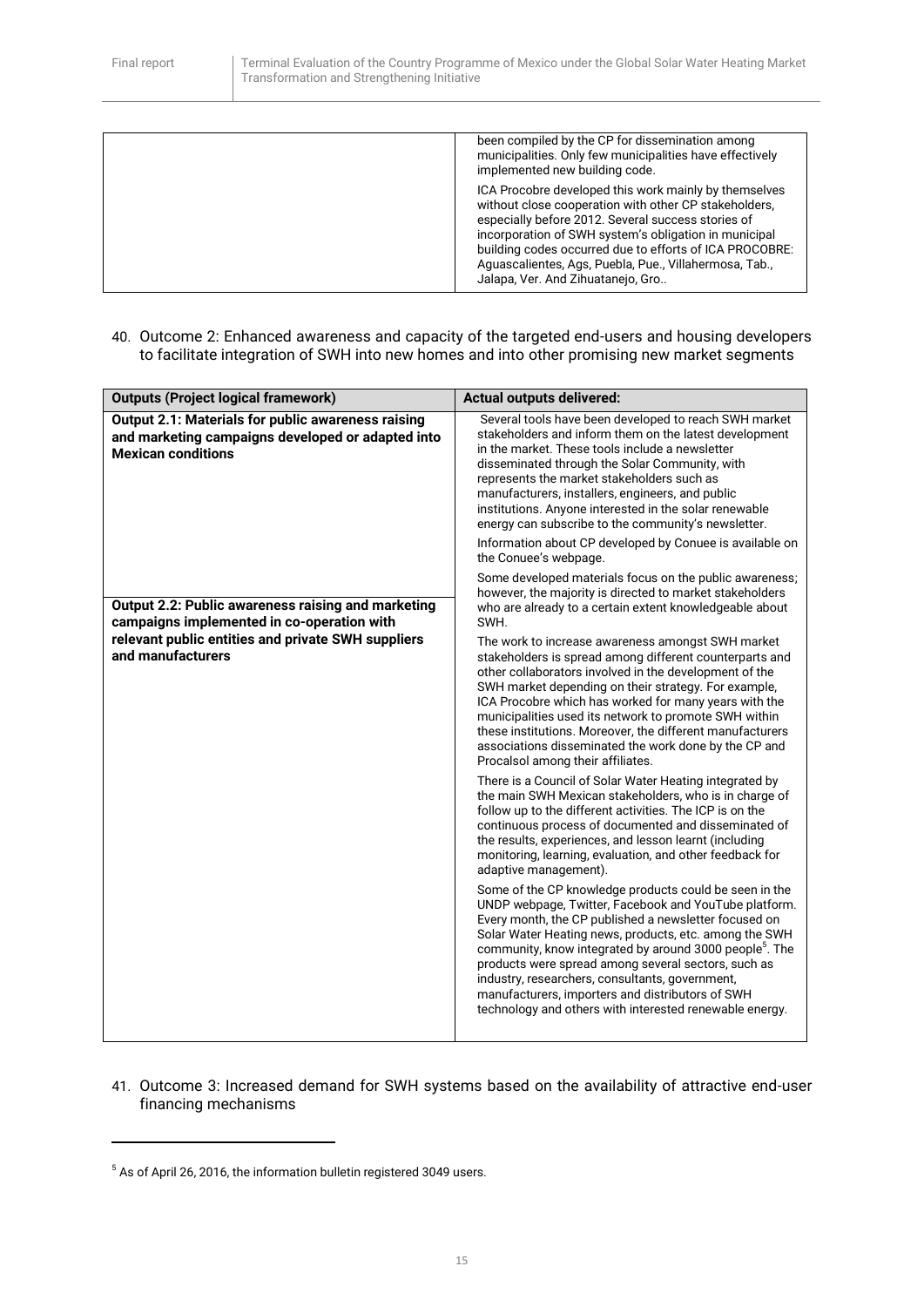| | |
|---|---|
| | been compiled by the CP for dissemination among municipalities. Only few municipalities have effectively implemented new building code.<br><br>ICA Procobre developed this work mainly by themselves without close cooperation with other CP stakeholders, especially before 2012. Several success stories of incorporation of SWH system's obligation in municipal building codes occurred due to efforts of ICA PROCOBRE: Aguascalientes, Ags, Puebla, Pue., Villahermosa, Tab., Jalapa, Ver. And Zihuatanejo, Gro.. |

40. Outcome 2: Enhanced awareness and capacity of the targeted end-users and housing developers to facilitate integration of SWH into new homes and into other promising new market segments

| **Outputs (Project logical framework)** | **Actual outputs delivered:** |
|---|---|
| **Output 2.1: Materials for public awareness raising and marketing campaigns developed or adapted into Mexican conditions**<br><br>**Output 2.2: Public awareness raising and marketing campaigns implemented in co-operation with relevant public entities and private SWH suppliers and manufacturers** | Several tools have been developed to reach SWH market stakeholders and inform them on the latest development in the market. These tools include a newsletter disseminated through the Solar Community, with represents the market stakeholders such as manufacturers, installers, engineers, and public institutions. Anyone interested in the solar renewable energy can subscribe to the community's newsletter.<br><br>Information about CP developed by Conuee is available on the Conuee's webpage.<br><br>Some developed materials focus on the public awareness; however, the majority is directed to market stakeholders who are already to a certain extent knowledgeable about SWH.<br><br>The work to increase awareness amongst SWH market stakeholders is spread among different counterparts and other collaborators involved in the development of the SWH market depending on their strategy. For example, ICA Procobre which has worked for many years with the municipalities used its network to promote SWH within these institutions. Moreover, the different manufacturers associations disseminated the work done by the CP and Procalsol among their affiliates.<br><br>There is a Council of Solar Water Heating integrated by the main SWH Mexican stakeholders, who is in charge of follow up to the different activities. The ICP is on the continuous process of documented and disseminated of the results, experiences, and lesson learnt (including monitoring, learning, evaluation, and other feedback for adaptive management).<br><br>Some of the CP knowledge products could be seen in the UNDP webpage, Twitter, Facebook and YouTube platform. Every month, the CP published a newsletter focused on Solar Water Heating news, products, etc. among the SWH community, know integrated by around 3000 people[5]. The products were spread among several sectors, such as industry, researchers, consultants, government, manufacturers, importers and distributors of SWH technology and others with interested renewable energy. |

41. Outcome 3: Increased demand for SWH systems based on the availability of attractive end-user financing mechanisms

[5] As of April 26, 2016, the information bulletin registered 3049 users.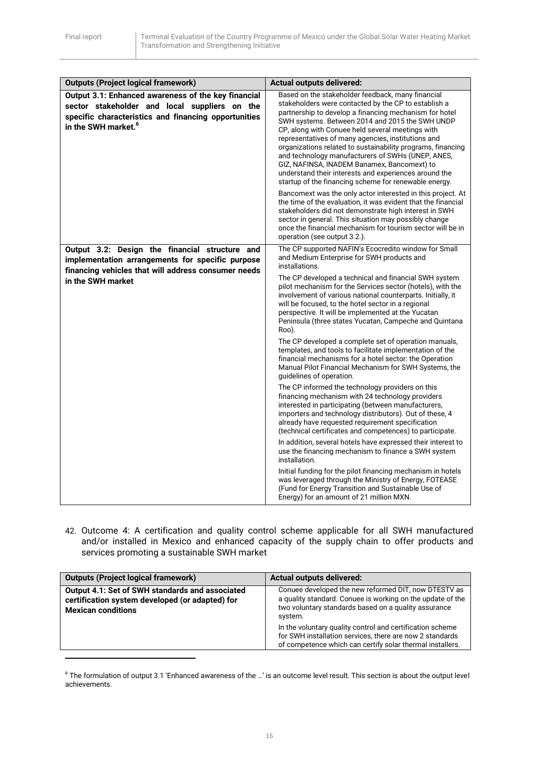| Outputs (Project logical framework) | Actual outputs delivered: |
|---|---|
| **Output 3.1: Enhanced awareness of the key financial sector stakeholder and local suppliers on the specific characteristics and financing opportunities in the SWH market.[6]** | Based on the stakeholder feedback, many financial stakeholders were contacted by the CP to establish a partnership to develop a financing mechanism for hotel SWH systems. Between 2014 and 2015 the SWH UNDP CP, along with Conuee held several meetings with representatives of many agencies, institutions and organizations related to sustainability programs, financing and technology manufacturers of SWHs (UNEP, ANES, GIZ, NAFINSA, INADEM Banamex, Bancomext) to understand their interests and experiences around the startup of the financing scheme for renewable energy. <br><br> Bancomext was the only actor interested in this project. At the time of the evaluation, it was evident that the financial stakeholders did not demonstrate high interest in SWH sector in general. This situation may possibly change once the financial mechanism for tourism sector will be in operation (see output 3.2.). |
| **Output 3.2: Design the financial structure and implementation arrangements for specific purpose financing vehicles that will address consumer needs in the SWH market** | The CP supported NAFIN's Ecocredito window for Small and Medium Enterprise for SWH products and installations. <br><br> The CP developed a technical and financial SWH system pilot mechanism for the Services sector (hotels), with the involvement of various national counterparts. Initially, it will be focused, to the hotel sector in a regional perspective. It will be implemented at the Yucatan Peninsula (three states Yucatan, Campeche and Quintana Roo). <br><br> The CP developed a complete set of operation manuals, templates, and tools to facilitate implementation of the financial mechanisms for a hotel sector: the Operation Manual Pilot Financial Mechanism for SWH Systems, the guidelines of operation. <br><br> The CP informed the technology providers on this financing mechanism with 24 technology providers interested in participating (between manufacturers, importers and technology distributors). Out of these, 4 already have requested requirement specification (technical certificates and competences) to participate. <br><br> In addition, several hotels have expressed their interest to use the financing mechanism to finance a SWH system installation. <br><br> Initial funding for the pilot financing mechanism in hotels was leveraged through the Ministry of Energy, FOTEASE (Fund for Energy Transition and Sustainable Use of Energy) for an amount of 21 million MXN. |

42. Outcome 4: A certification and quality control scheme applicable for all SWH manufactured and/or installed in Mexico and enhanced capacity of the supply chain to offer products and services promoting a sustainable SWH market

| Outputs (Project logical framework) | Actual outputs delivered: |
|---|---|
| **Output 4.1: Set of SWH standards and associated certification system developed (or adapted) for Mexican conditions** | Conuee developed the new reformed DIT, now DTESTV as a quality standard. Conuee is working on the update of the two voluntary standards based on a quality assurance system. <br><br> In the voluntary quality control and certification scheme for SWH installation services, there are now 2 standards of competence which can certify solar thermal installers. |

[6] The formulation of output 3.1 'Enhanced awareness of the …' is an outcome level result. This section is about the output level achievements.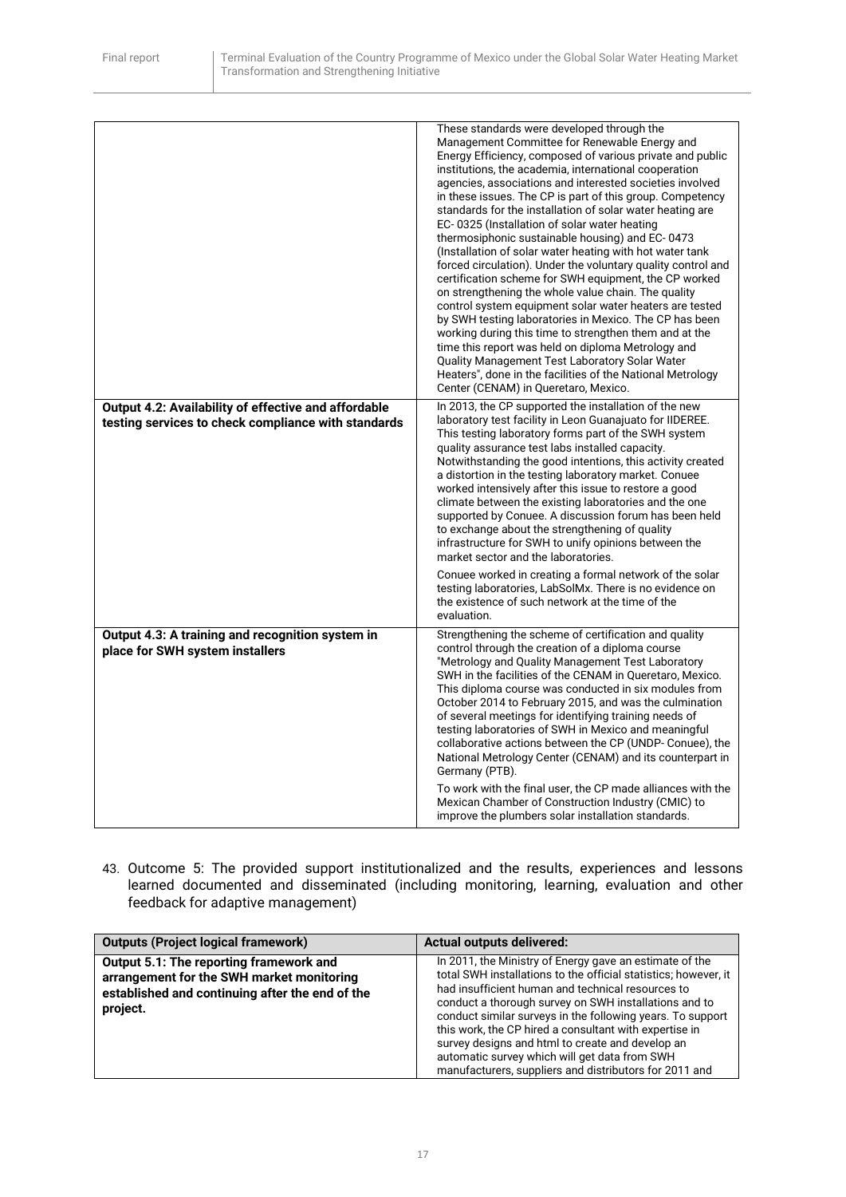| | |
|---|---|
| | These standards were developed through the Management Committee for Renewable Energy and Energy Efficiency, composed of various private and public institutions, the academia, international cooperation agencies, associations and interested societies involved in these issues. The CP is part of this group. Competency standards for the installation of solar water heating are EC- 0325 (Installation of solar water heating thermosiphonic sustainable housing) and EC- 0473 (Installation of solar water heating with hot water tank forced circulation). Under the voluntary quality control and certification scheme for SWH equipment, the CP worked on strengthening the whole value chain. The quality control system equipment solar water heaters are tested by SWH testing laboratories in Mexico. The CP has been working during this time to strengthen them and at the time this report was held on diploma Metrology and Quality Management Test Laboratory Solar Water Heaters", done in the facilities of the National Metrology Center (CENAM) in Queretaro, Mexico. |
| **Output 4.2: Availability of effective and affordable testing services to check compliance with standards** | In 2013, the CP supported the installation of the new laboratory test facility in Leon Guanajuato for IIDEREE. This testing laboratory forms part of the SWH system quality assurance test labs installed capacity. Notwithstanding the good intentions, this activity created a distortion in the testing laboratory market. Conuee worked intensively after this issue to restore a good climate between the existing laboratories and the one supported by Conuee. A discussion forum has been held to exchange about the strengthening of quality infrastructure for SWH to unify opinions between the market sector and the laboratories.<br><br>Conuee worked in creating a formal network of the solar testing laboratories, LabSolMx. There is no evidence on the existence of such network at the time of the evaluation. |
| **Output 4.3: A training and recognition system in place for SWH system installers** | Strengthening the scheme of certification and quality control through the creation of a diploma course "Metrology and Quality Management Test Laboratory SWH in the facilities of the CENAM in Queretaro, Mexico. This diploma course was conducted in six modules from October 2014 to February 2015, and was the culmination of several meetings for identifying training needs of testing laboratories of SWH in Mexico and meaningful collaborative actions between the CP (UNDP- Conuee), the National Metrology Center (CENAM) and its counterpart in Germany (PTB).<br><br>To work with the final user, the CP made alliances with the Mexican Chamber of Construction Industry (CMIC) to improve the plumbers solar installation standards. |

43. Outcome 5: The provided support institutionalized and the results, experiences and lessons learned documented and disseminated (including monitoring, learning, evaluation and other feedback for adaptive management)

| Outputs (Project logical framework) | Actual outputs delivered: |
|---|---|
| **Output 5.1: The reporting framework and arrangement for the SWH market monitoring established and continuing after the end of the project.** | In 2011, the Ministry of Energy gave an estimate of the total SWH installations to the official statistics; however, it had insufficient human and technical resources to conduct a thorough survey on SWH installations and to conduct similar surveys in the following years. To support this work, the CP hired a consultant with expertise in survey designs and html to create and develop an automatic survey which will get data from SWH manufacturers, suppliers and distributors for 2011 and |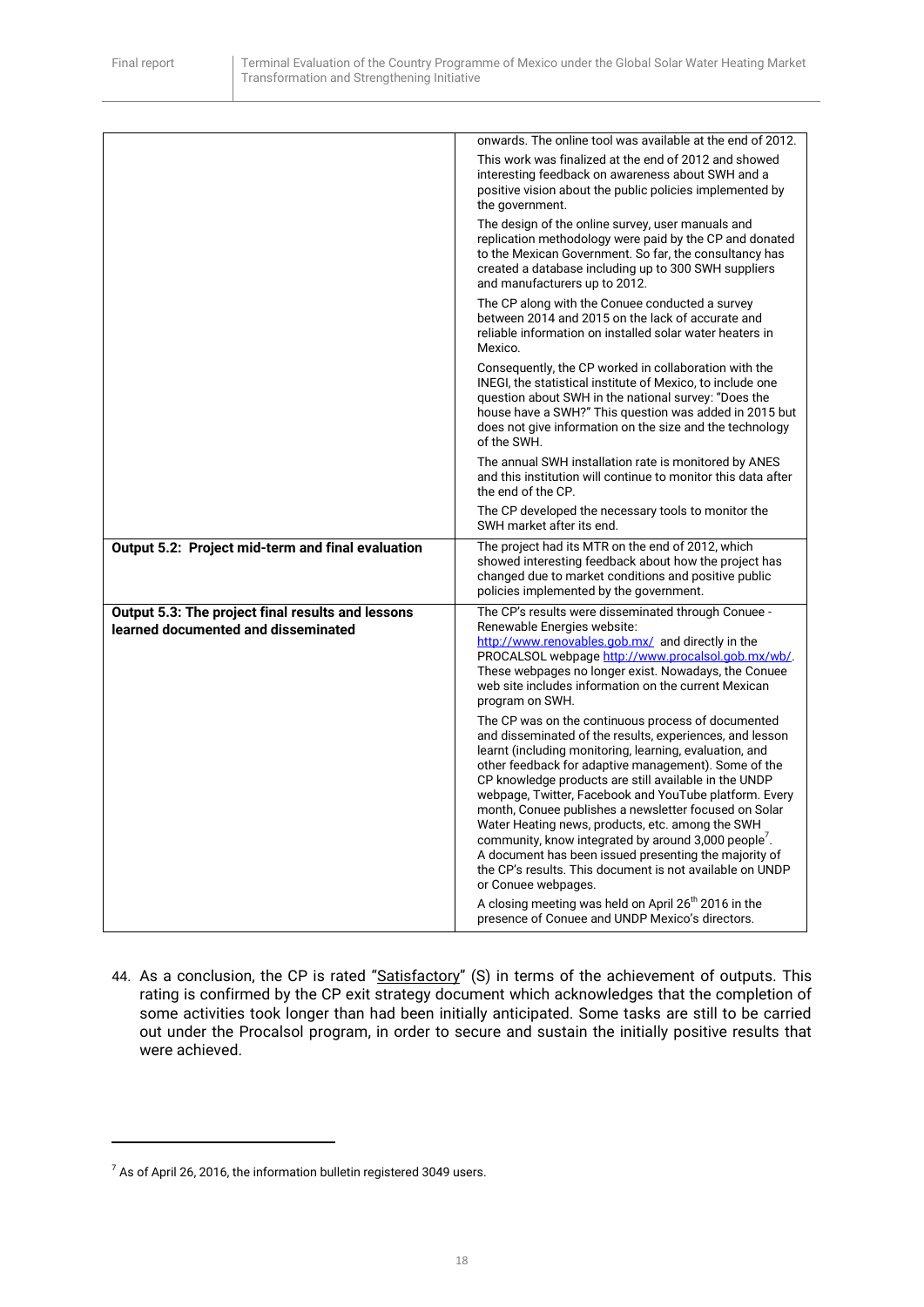| | |
|---|---|
| | onwards. The online tool was available at the end of 2012.<br><br>This work was finalized at the end of 2012 and showed interesting feedback on awareness about SWH and a positive vision about the public policies implemented by the government.<br><br>The design of the online survey, user manuals and replication methodology were paid by the CP and donated to the Mexican Government. So far, the consultancy has created a database including up to 300 SWH suppliers and manufacturers up to 2012.<br><br>The CP along with the Conuee conducted a survey between 2014 and 2015 on the lack of accurate and reliable information on installed solar water heaters in Mexico.<br><br>Consequently, the CP worked in collaboration with the INEGI, the statistical institute of Mexico, to include one question about SWH in the national survey: "Does the house have a SWH?" This question was added in 2015 but does not give information on the size and the technology of the SWH.<br><br>The annual SWH installation rate is monitored by ANES and this institution will continue to monitor this data after the end of the CP.<br><br>The CP developed the necessary tools to monitor the SWH market after its end. |
| **Output 5.2: Project mid-term and final evaluation** | The project had its MTR on the end of 2012, which showed interesting feedback about how the project has changed due to market conditions and positive public policies implemented by the government. |
| **Output 5.3: The project final results and lessons learned documented and disseminated** | The CP's results were disseminated through Conuee - Renewable Energies website: http://www.renovables.gob.mx/ and directly in the PROCALSOL webpage http://www.procalsol.gob.mx/wb/. These webpages no longer exist. Nowadays, the Conuee web site includes information on the current Mexican program on SWH.<br><br>The CP was on the continuous process of documented and disseminated of the results, experiences, and lesson learnt (including monitoring, learning, evaluation, and other feedback for adaptive management). Some of the CP knowledge products are still available in the UNDP webpage, Twitter, Facebook and YouTube platform. Every month, Conuee publishes a newsletter focused on Solar Water Heating news, products, etc. among the SWH community, know integrated by around 3,000 people[7]. A document has been issued presenting the majority of the CP's results. This document is not available on UNDP or Conuee webpages.<br><br>A closing meeting was held on April 26th 2016 in the presence of Conuee and UNDP Mexico's directors. |

44. As a conclusion, the CP is rated "Satisfactory" (S) in terms of the achievement of outputs. This rating is confirmed by the CP exit strategy document which acknowledges that the completion of some activities took longer than had been initially anticipated. Some tasks are still to be carried out under the Procalsol program, in order to secure and sustain the initially positive results that were achieved.

[7] As of April 26, 2016, the information bulletin registered 3049 users.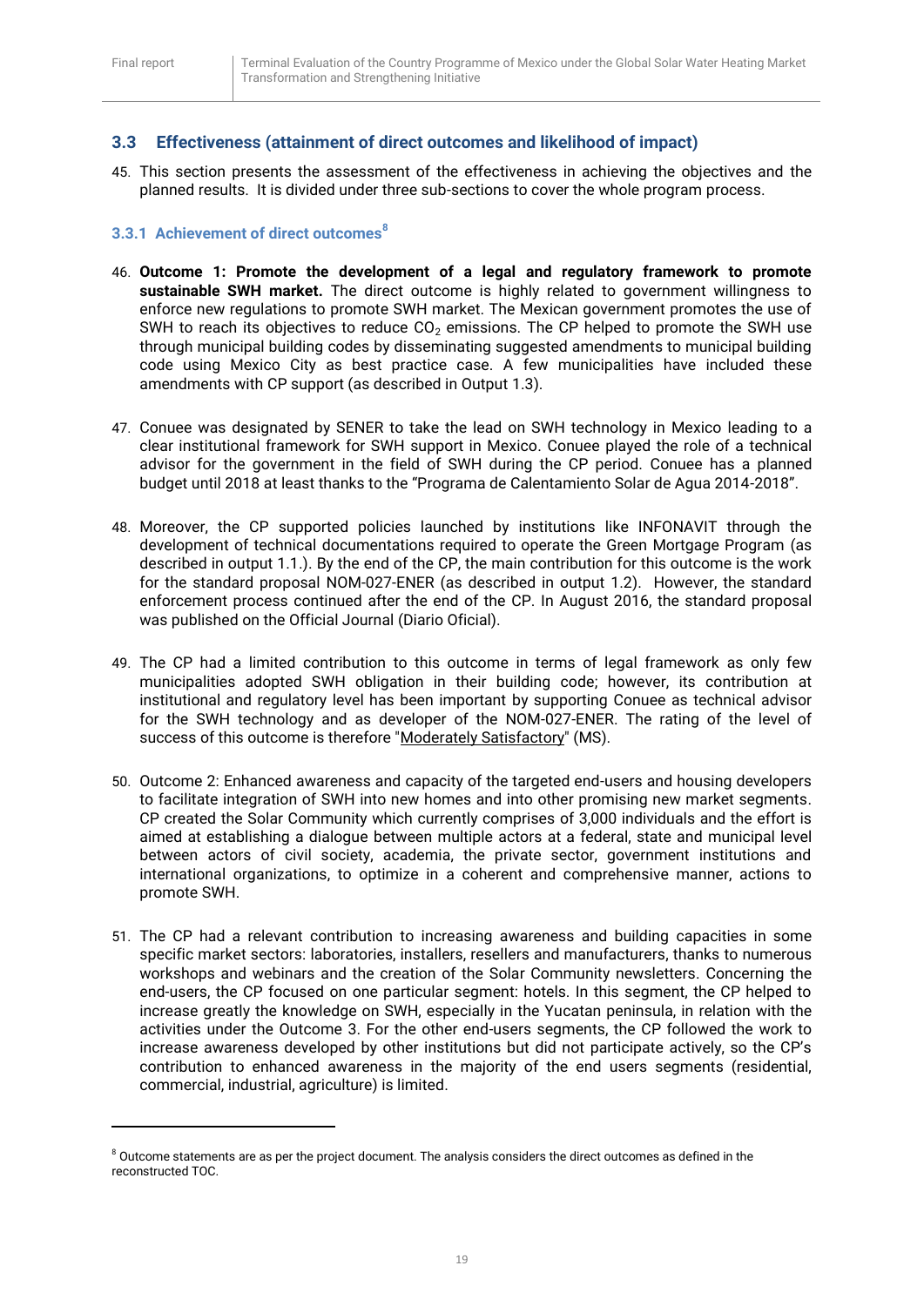## 3.3 Effectiveness (attainment of direct outcomes and likelihood of impact)

45. This section presents the assessment of the effectiveness in achieving the objectives and the planned results. It is divided under three sub-sections to cover the whole program process.

### 3.3.1 Achievement of direct outcomes[8]

46. **Outcome 1: Promote the development of a legal and regulatory framework to promote sustainable SWH market.** The direct outcome is highly related to government willingness to enforce new regulations to promote SWH market. The Mexican government promotes the use of SWH to reach its objectives to reduce $CO_2$ emissions. The CP helped to promote the SWH use through municipal building codes by disseminating suggested amendments to municipal building code using Mexico City as best practice case. A few municipalities have included these amendments with CP support (as described in Output 1.3).

47. Conuee was designated by SENER to take the lead on SWH technology in Mexico leading to a clear institutional framework for SWH support in Mexico. Conuee played the role of a technical advisor for the government in the field of SWH during the CP period. Conuee has a planned budget until 2018 at least thanks to the "Programa de Calentamiento Solar de Agua 2014-2018".

48. Moreover, the CP supported policies launched by institutions like INFONAVIT through the development of technical documentations required to operate the Green Mortgage Program (as described in output 1.1.). By the end of the CP, the main contribution for this outcome is the work for the standard proposal NOM-027-ENER (as described in output 1.2). However, the standard enforcement process continued after the end of the CP. In August 2016, the standard proposal was published on the Official Journal (Diario Oficial).

49. The CP had a limited contribution to this outcome in terms of legal framework as only few municipalities adopted SWH obligation in their building code; however, its contribution at institutional and regulatory level has been important by supporting Conuee as technical advisor for the SWH technology and as developer of the NOM-027-ENER. The rating of the level of success of this outcome is therefore "Moderately Satisfactory" (MS).

50. Outcome 2: Enhanced awareness and capacity of the targeted end-users and housing developers to facilitate integration of SWH into new homes and into other promising new market segments. CP created the Solar Community which currently comprises of 3,000 individuals and the effort is aimed at establishing a dialogue between multiple actors at a federal, state and municipal level between actors of civil society, academia, the private sector, government institutions and international organizations, to optimize in a coherent and comprehensive manner, actions to promote SWH.

51. The CP had a relevant contribution to increasing awareness and building capacities in some specific market sectors: laboratories, installers, resellers and manufacturers, thanks to numerous workshops and webinars and the creation of the Solar Community newsletters. Concerning the end-users, the CP focused on one particular segment: hotels. In this segment, the CP helped to increase greatly the knowledge on SWH, especially in the Yucatan peninsula, in relation with the activities under the Outcome 3. For the other end-users segments, the CP followed the work to increase awareness developed by other institutions but did not participate actively, so the CP's contribution to enhanced awareness in the majority of the end users segments (residential, commercial, industrial, agriculture) is limited.

---

[8] Outcome statements are as per the project document. The analysis considers the direct outcomes as defined in the reconstructed TOC.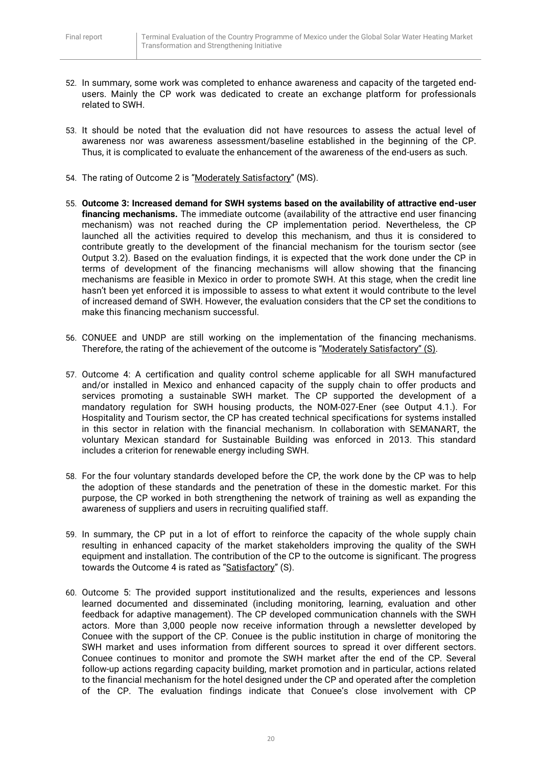52. In summary, some work was completed to enhance awareness and capacity of the targeted end-users. Mainly the CP work was dedicated to create an exchange platform for professionals related to SWH.

53. It should be noted that the evaluation did not have resources to assess the actual level of awareness nor was awareness assessment/baseline established in the beginning of the CP. Thus, it is complicated to evaluate the enhancement of the awareness of the end-users as such.

54. The rating of Outcome 2 is "Moderately Satisfactory" (MS).

55. **Outcome 3: Increased demand for SWH systems based on the availability of attractive end-user financing mechanisms.** The immediate outcome (availability of the attractive end user financing mechanism) was not reached during the CP implementation period. Nevertheless, the CP launched all the activities required to develop this mechanism, and thus it is considered to contribute greatly to the development of the financial mechanism for the tourism sector (see Output 3.2). Based on the evaluation findings, it is expected that the work done under the CP in terms of development of the financing mechanisms will allow showing that the financing mechanisms are feasible in Mexico in order to promote SWH. At this stage, when the credit line hasn't been yet enforced it is impossible to assess to what extent it would contribute to the level of increased demand of SWH. However, the evaluation considers that the CP set the conditions to make this financing mechanism successful.

56. CONUEE and UNDP are still working on the implementation of the financing mechanisms. Therefore, the rating of the achievement of the outcome is "Moderately Satisfactory" (S).

57. Outcome 4: A certification and quality control scheme applicable for all SWH manufactured and/or installed in Mexico and enhanced capacity of the supply chain to offer products and services promoting a sustainable SWH market. The CP supported the development of a mandatory regulation for SWH housing products, the NOM-027-Ener (see Output 4.1.). For Hospitality and Tourism sector, the CP has created technical specifications for systems installed in this sector in relation with the financial mechanism. In collaboration with SEMANART, the voluntary Mexican standard for Sustainable Building was enforced in 2013. This standard includes a criterion for renewable energy including SWH.

58. For the four voluntary standards developed before the CP, the work done by the CP was to help the adoption of these standards and the penetration of these in the domestic market. For this purpose, the CP worked in both strengthening the network of training as well as expanding the awareness of suppliers and users in recruiting qualified staff.

59. In summary, the CP put in a lot of effort to reinforce the capacity of the whole supply chain resulting in enhanced capacity of the market stakeholders improving the quality of the SWH equipment and installation. The contribution of the CP to the outcome is significant. The progress towards the Outcome 4 is rated as "Satisfactory" (S).

60. Outcome 5: The provided support institutionalized and the results, experiences and lessons learned documented and disseminated (including monitoring, learning, evaluation and other feedback for adaptive management). The CP developed communication channels with the SWH actors. More than 3,000 people now receive information through a newsletter developed by Conuee with the support of the CP. Conuee is the public institution in charge of monitoring the SWH market and uses information from different sources to spread it over different sectors. Conuee continues to monitor and promote the SWH market after the end of the CP. Several follow-up actions regarding capacity building, market promotion and in particular, actions related to the financial mechanism for the hotel designed under the CP and operated after the completion of the CP. The evaluation findings indicate that Conuee's close involvement with CP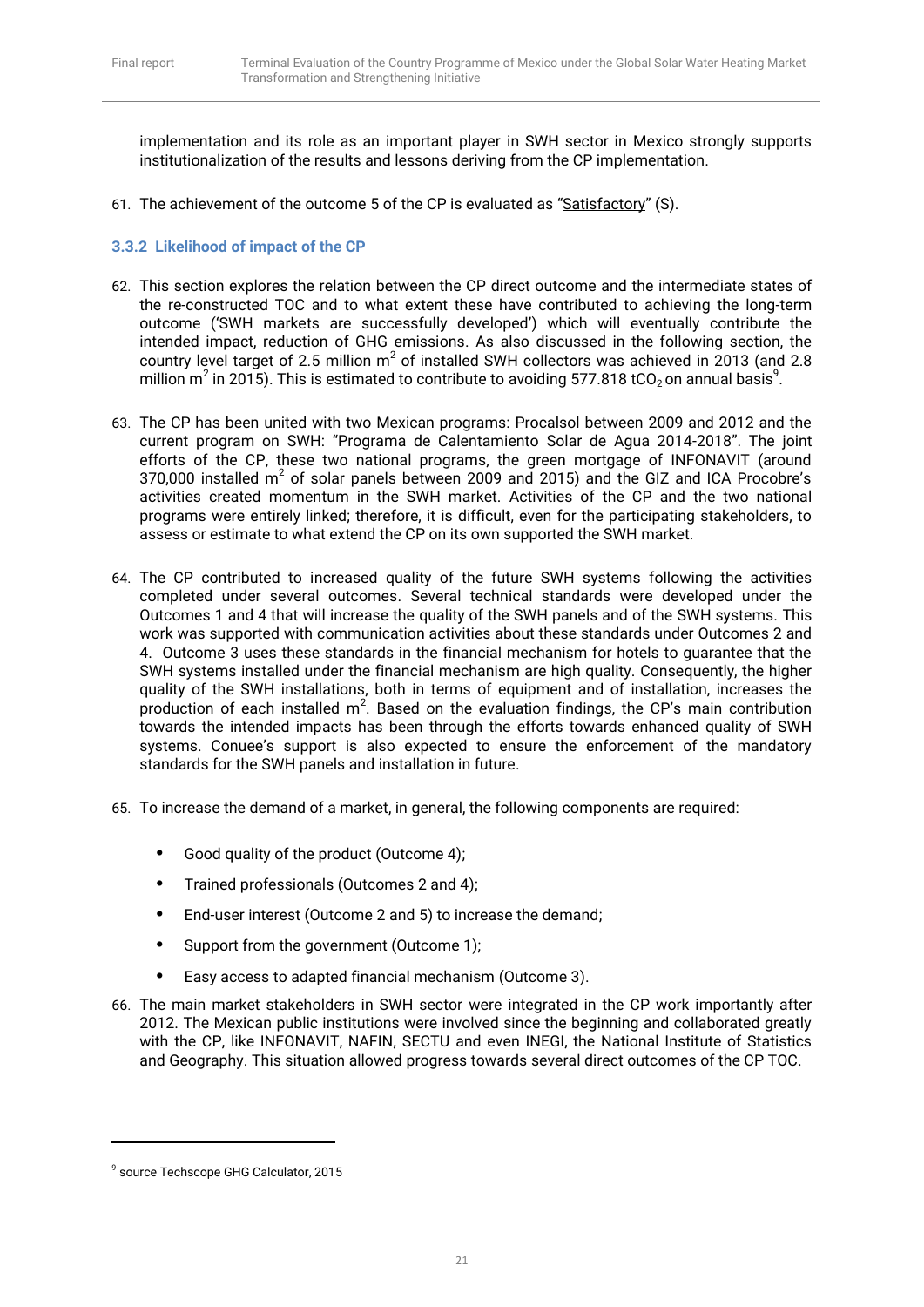implementation and its role as an important player in SWH sector in Mexico strongly supports institutionalization of the results and lessons deriving from the CP implementation.

61. The achievement of the outcome 5 of the CP is evaluated as "Satisfactory" (S).

### 3.3.2 Likelihood of impact of the CP

62. This section explores the relation between the CP direct outcome and the intermediate states of the re-constructed TOC and to what extent these have contributed to achieving the long-term outcome ('SWH markets are successfully developed') which will eventually contribute the intended impact, reduction of GHG emissions. As also discussed in the following section, the country level target of 2.5 million $m^2$ of installed SWH collectors was achieved in 2013 (and 2.8 million $m^2$ in 2015). This is estimated to contribute to avoiding 577.818 $tCO_2$ on annual basis[9].

63. The CP has been united with two Mexican programs: Procalsol between 2009 and 2012 and the current program on SWH: "Programa de Calentamiento Solar de Agua 2014-2018". The joint efforts of the CP, these two national programs, the green mortgage of INFONAVIT (around 370,000 installed $m^2$ of solar panels between 2009 and 2015) and the GIZ and ICA Procobre's activities created momentum in the SWH market. Activities of the CP and the two national programs were entirely linked; therefore, it is difficult, even for the participating stakeholders, to assess or estimate to what extend the CP on its own supported the SWH market.

64. The CP contributed to increased quality of the future SWH systems following the activities completed under several outcomes. Several technical standards were developed under the Outcomes 1 and 4 that will increase the quality of the SWH panels and of the SWH systems. This work was supported with communication activities about these standards under Outcomes 2 and 4. Outcome 3 uses these standards in the financial mechanism for hotels to guarantee that the SWH systems installed under the financial mechanism are high quality. Consequently, the higher quality of the SWH installations, both in terms of equipment and of installation, increases the production of each installed $m^2$. Based on the evaluation findings, the CP's main contribution towards the intended impacts has been through the efforts towards enhanced quality of SWH systems. Conuee's support is also expected to ensure the enforcement of the mandatory standards for the SWH panels and installation in future.

65. To increase the demand of a market, in general, the following components are required:

- Good quality of the product (Outcome 4);
- Trained professionals (Outcomes 2 and 4);
- End-user interest (Outcome 2 and 5) to increase the demand;
- Support from the government (Outcome 1);
- Easy access to adapted financial mechanism (Outcome 3).

66. The main market stakeholders in SWH sector were integrated in the CP work importantly after 2012. The Mexican public institutions were involved since the beginning and collaborated greatly with the CP, like INFONAVIT, NAFIN, SECTU and even INEGI, the National Institute of Statistics and Geography. This situation allowed progress towards several direct outcomes of the CP TOC.

[9] source Techscope GHG Calculator, 2015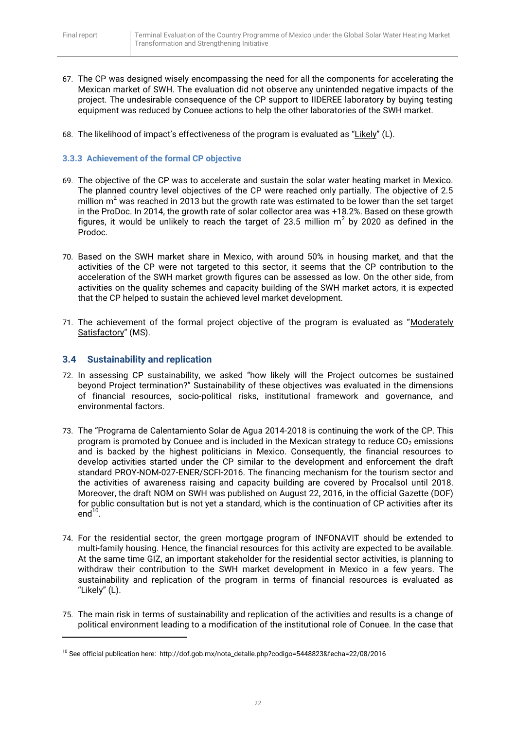67. The CP was designed wisely encompassing the need for all the components for accelerating the Mexican market of SWH. The evaluation did not observe any unintended negative impacts of the project. The undesirable consequence of the CP support to IIDEREE laboratory by buying testing equipment was reduced by Conuee actions to help the other laboratories of the SWH market.

68. The likelihood of impact's effectiveness of the program is evaluated as "Likely" (L).

### 3.3.3 Achievement of the formal CP objective

69. The objective of the CP was to accelerate and sustain the solar water heating market in Mexico. The planned country level objectives of the CP were reached only partially. The objective of 2.5 million $m^2$ was reached in 2013 but the growth rate was estimated to be lower than the set target in the ProDoc. In 2014, the growth rate of solar collector area was +18.2%. Based on these growth figures, it would be unlikely to reach the target of 23.5 million $m^2$ by 2020 as defined in the Prodoc.

70. Based on the SWH market share in Mexico, with around 50% in housing market, and that the activities of the CP were not targeted to this sector, it seems that the CP contribution to the acceleration of the SWH market growth figures can be assessed as low. On the other side, from activities on the quality schemes and capacity building of the SWH market actors, it is expected that the CP helped to sustain the achieved level market development.

71. The achievement of the formal project objective of the program is evaluated as "Moderately Satisfactory" (MS).

## 3.4 Sustainability and replication

72. In assessing CP sustainability, we asked "how likely will the Project outcomes be sustained beyond Project termination?" Sustainability of these objectives was evaluated in the dimensions of financial resources, socio-political risks, institutional framework and governance, and environmental factors.

73. The "Programa de Calentamiento Solar de Agua 2014-2018 is continuing the work of the CP. This program is promoted by Conuee and is included in the Mexican strategy to reduce $CO_2$ emissions and is backed by the highest politicians in Mexico. Consequently, the financial resources to develop activities started under the CP similar to the development and enforcement the draft standard PROY-NOM-027-ENER/SCFI-2016. The financing mechanism for the tourism sector and the activities of awareness raising and capacity building are covered by Procalsol until 2018. Moreover, the draft NOM on SWH was published on August 22, 2016, in the official Gazette (DOF) for public consultation but is not yet a standard, which is the continuation of CP activities after its end[10].

74. For the residential sector, the green mortgage program of INFONAVIT should be extended to multi-family housing. Hence, the financial resources for this activity are expected to be available. At the same time GIZ, an important stakeholder for the residential sector activities, is planning to withdraw their contribution to the SWH market development in Mexico in a few years. The sustainability and replication of the program in terms of financial resources is evaluated as "Likely" (L).

75. The main risk in terms of sustainability and replication of the activities and results is a change of political environment leading to a modification of the institutional role of Conuee. In the case that

[10] See official publication here: http://dof.gob.mx/nota_detalle.php?codigo=5448823&fecha=22/08/2016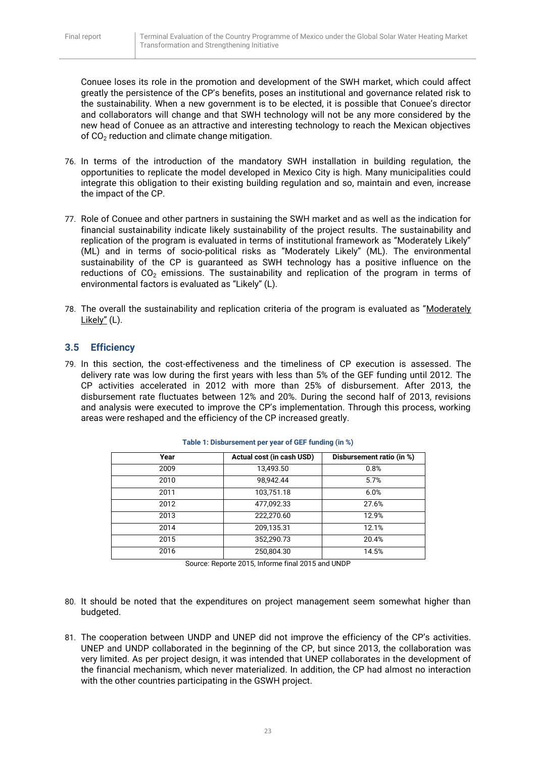Conuee loses its role in the promotion and development of the SWH market, which could affect greatly the persistence of the CP's benefits, poses an institutional and governance related risk to the sustainability. When a new government is to be elected, it is possible that Conuee's director and collaborators will change and that SWH technology will not be any more considered by the new head of Conuee as an attractive and interesting technology to reach the Mexican objectives of $CO_2$ reduction and climate change mitigation.

76. In terms of the introduction of the mandatory SWH installation in building regulation, the opportunities to replicate the model developed in Mexico City is high. Many municipalities could integrate this obligation to their existing building regulation and so, maintain and even, increase the impact of the CP.

77. Role of Conuee and other partners in sustaining the SWH market and as well as the indication for financial sustainability indicate likely sustainability of the project results. The sustainability and replication of the program is evaluated in terms of institutional framework as "Moderately Likely" (ML) and in terms of socio-political risks as "Moderately Likely" (ML). The environmental sustainability of the CP is guaranteed as SWH technology has a positive influence on the reductions of $CO_2$ emissions. The sustainability and replication of the program in terms of environmental factors is evaluated as "Likely" (L).

78. The overall the sustainability and replication criteria of the program is evaluated as "Moderately Likely" (L).

## 3.5 Efficiency

79. In this section, the cost-effectiveness and the timeliness of CP execution is assessed. The delivery rate was low during the first years with less than 5% of the GEF funding until 2012. The CP activities accelerated in 2012 with more than 25% of disbursement. After 2013, the disbursement rate fluctuates between 12% and 20%. During the second half of 2013, revisions and analysis were executed to improve the CP's implementation. Through this process, working areas were reshaped and the efficiency of the CP increased greatly.

**Table 1: Disbursement per year of GEF funding (in %)**

| Year | Actual cost (in cash USD) | Disbursement ratio (in %) |
|---|---|---|
| 2009 | 13,493.50 | 0.8% |
| 2010 | 98,942.44 | 5.7% |
| 2011 | 103,751.18 | 6.0% |
| 2012 | 477,092.33 | 27.6% |
| 2013 | 222,270.60 | 12.9% |
| 2014 | 209,135.31 | 12.1% |
| 2015 | 352,290.73 | 20.4% |
| 2016 | 250,804.30 | 14.5% |

Source: Reporte 2015, Informe final 2015 and UNDP

80. It should be noted that the expenditures on project management seem somewhat higher than budgeted.

81. The cooperation between UNDP and UNEP did not improve the efficiency of the CP's activities. UNEP and UNDP collaborated in the beginning of the CP, but since 2013, the collaboration was very limited. As per project design, it was intended that UNEP collaborates in the development of the financial mechanism, which never materialized. In addition, the CP had almost no interaction with the other countries participating in the GSWH project.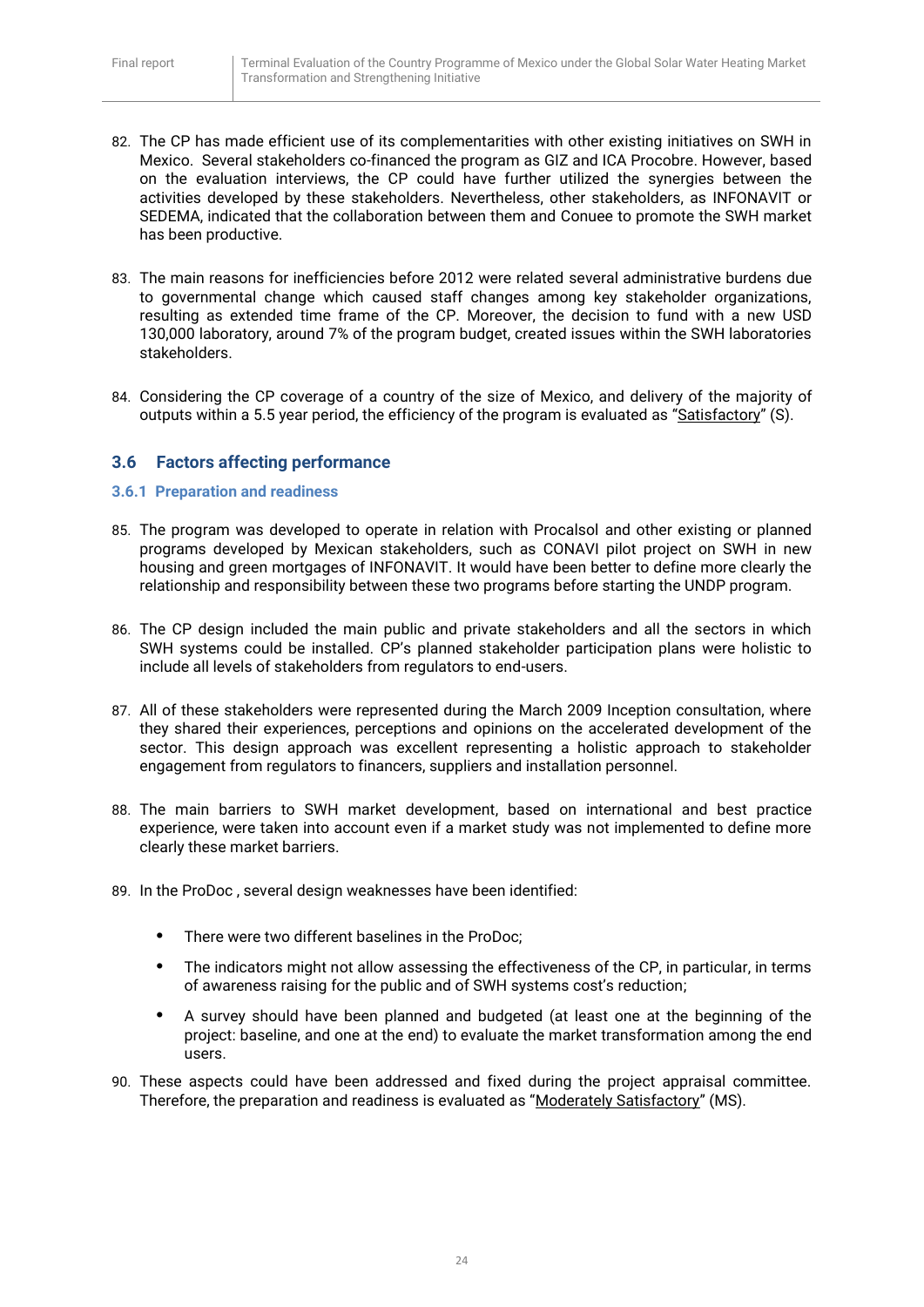82. The CP has made efficient use of its complementarities with other existing initiatives on SWH in Mexico. Several stakeholders co-financed the program as GIZ and ICA Procobre. However, based on the evaluation interviews, the CP could have further utilized the synergies between the activities developed by these stakeholders. Nevertheless, other stakeholders, as INFONAVIT or SEDEMA, indicated that the collaboration between them and Conuee to promote the SWH market has been productive.

83. The main reasons for inefficiencies before 2012 were related several administrative burdens due to governmental change which caused staff changes among key stakeholder organizations, resulting as extended time frame of the CP. Moreover, the decision to fund with a new USD 130,000 laboratory, around 7% of the program budget, created issues within the SWH laboratories stakeholders.

84. Considering the CP coverage of a country of the size of Mexico, and delivery of the majority of outputs within a 5.5 year period, the efficiency of the program is evaluated as "Satisfactory" (S).

## 3.6 Factors affecting performance

### 3.6.1 Preparation and readiness

85. The program was developed to operate in relation with Procalsol and other existing or planned programs developed by Mexican stakeholders, such as CONAVI pilot project on SWH in new housing and green mortgages of INFONAVIT. It would have been better to define more clearly the relationship and responsibility between these two programs before starting the UNDP program.

86. The CP design included the main public and private stakeholders and all the sectors in which SWH systems could be installed. CP's planned stakeholder participation plans were holistic to include all levels of stakeholders from regulators to end-users.

87. All of these stakeholders were represented during the March 2009 Inception consultation, where they shared their experiences, perceptions and opinions on the accelerated development of the sector. This design approach was excellent representing a holistic approach to stakeholder engagement from regulators to financers, suppliers and installation personnel.

88. The main barriers to SWH market development, based on international and best practice experience, were taken into account even if a market study was not implemented to define more clearly these market barriers.

89. In the ProDoc , several design weaknesses have been identified:

- There were two different baselines in the ProDoc;
- The indicators might not allow assessing the effectiveness of the CP, in particular, in terms of awareness raising for the public and of SWH systems cost's reduction;
- A survey should have been planned and budgeted (at least one at the beginning of the project: baseline, and one at the end) to evaluate the market transformation among the end users.

90. These aspects could have been addressed and fixed during the project appraisal committee. Therefore, the preparation and readiness is evaluated as "Moderately Satisfactory" (MS).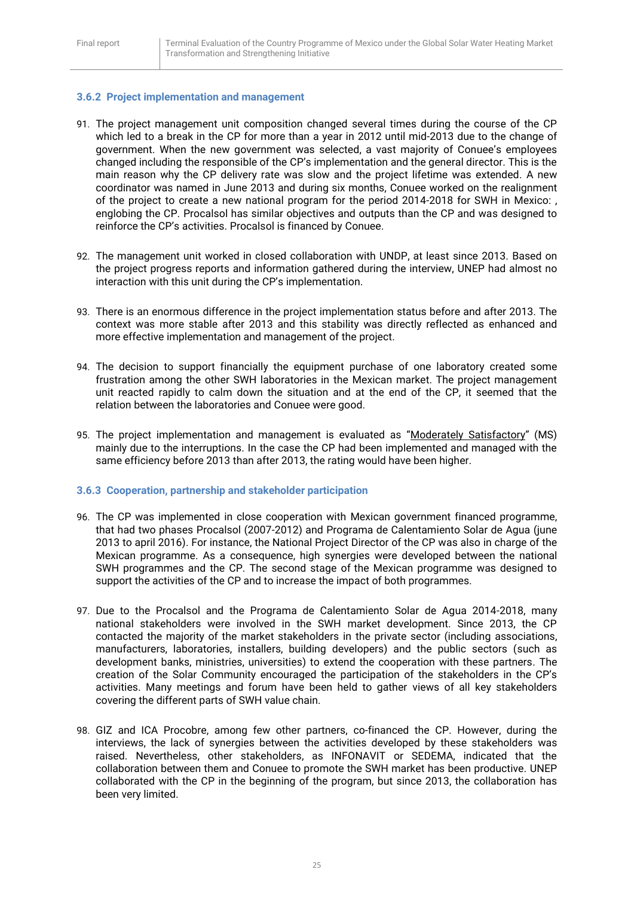### 3.6.2 Project implementation and management

91. The project management unit composition changed several times during the course of the CP which led to a break in the CP for more than a year in 2012 until mid-2013 due to the change of government. When the new government was selected, a vast majority of Conuee's employees changed including the responsible of the CP's implementation and the general director. This is the main reason why the CP delivery rate was slow and the project lifetime was extended. A new coordinator was named in June 2013 and during six months, Conuee worked on the realignment of the project to create a new national program for the period 2014-2018 for SWH in Mexico: , englobing the CP. Procalsol has similar objectives and outputs than the CP and was designed to reinforce the CP's activities. Procalsol is financed by Conuee.

92. The management unit worked in closed collaboration with UNDP, at least since 2013. Based on the project progress reports and information gathered during the interview, UNEP had almost no interaction with this unit during the CP's implementation.

93. There is an enormous difference in the project implementation status before and after 2013. The context was more stable after 2013 and this stability was directly reflected as enhanced and more effective implementation and management of the project.

94. The decision to support financially the equipment purchase of one laboratory created some frustration among the other SWH laboratories in the Mexican market. The project management unit reacted rapidly to calm down the situation and at the end of the CP, it seemed that the relation between the laboratories and Conuee were good.

95. The project implementation and management is evaluated as "Moderately Satisfactory" (MS) mainly due to the interruptions. In the case the CP had been implemented and managed with the same efficiency before 2013 than after 2013, the rating would have been higher.

### 3.6.3 Cooperation, partnership and stakeholder participation

96. The CP was implemented in close cooperation with Mexican government financed programme, that had two phases Procalsol (2007-2012) and Programa de Calentamiento Solar de Agua (june 2013 to april 2016). For instance, the National Project Director of the CP was also in charge of the Mexican programme. As a consequence, high synergies were developed between the national SWH programmes and the CP. The second stage of the Mexican programme was designed to support the activities of the CP and to increase the impact of both programmes.

97. Due to the Procalsol and the Programa de Calentamiento Solar de Agua 2014-2018, many national stakeholders were involved in the SWH market development. Since 2013, the CP contacted the majority of the market stakeholders in the private sector (including associations, manufacturers, laboratories, installers, building developers) and the public sectors (such as development banks, ministries, universities) to extend the cooperation with these partners. The creation of the Solar Community encouraged the participation of the stakeholders in the CP's activities. Many meetings and forum have been held to gather views of all key stakeholders covering the different parts of SWH value chain.

98. GIZ and ICA Procobre, among few other partners, co-financed the CP. However, during the interviews, the lack of synergies between the activities developed by these stakeholders was raised. Nevertheless, other stakeholders, as INFONAVIT or SEDEMA, indicated that the collaboration between them and Conuee to promote the SWH market has been productive. UNEP collaborated with the CP in the beginning of the program, but since 2013, the collaboration has been very limited.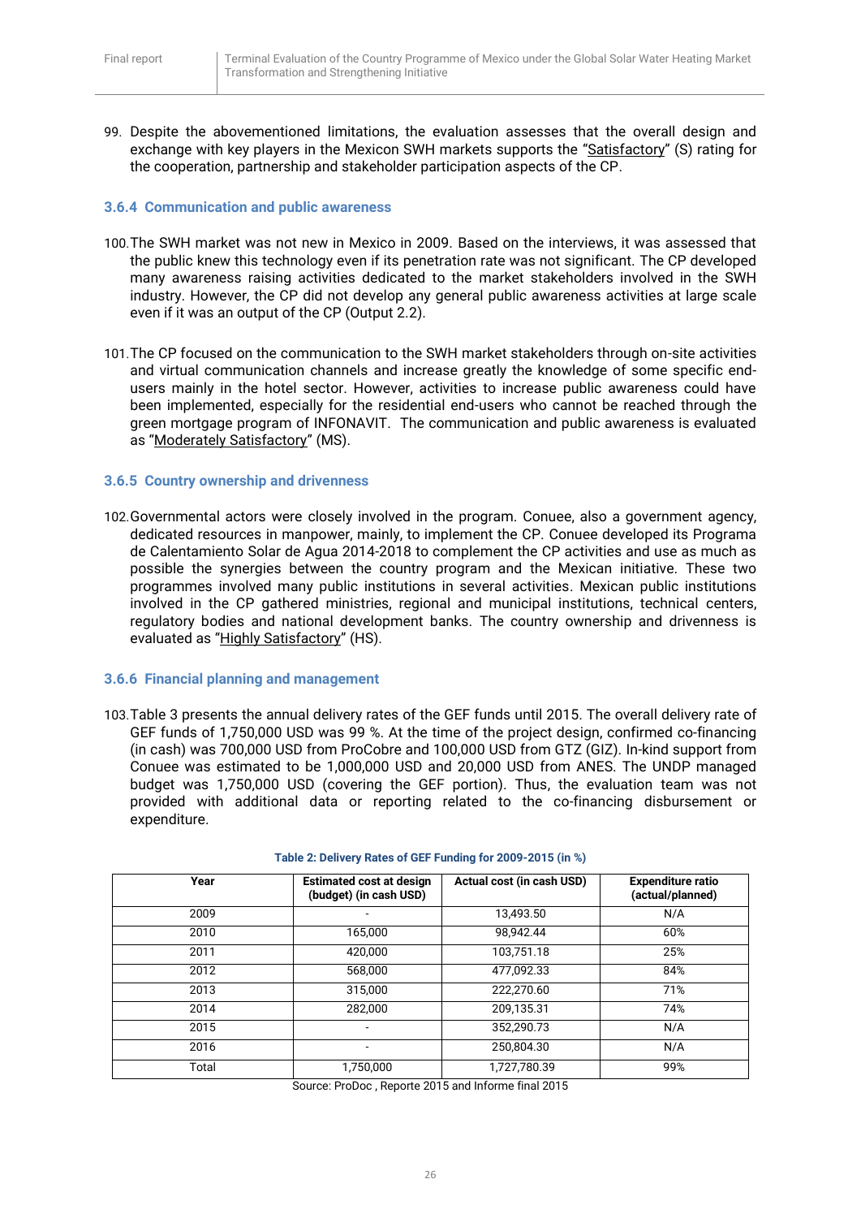99. Despite the abovementioned limitations, the evaluation assesses that the overall design and exchange with key players in the Mexicon SWH markets supports the "Satisfactory" (S) rating for the cooperation, partnership and stakeholder participation aspects of the CP.

### 3.6.4 Communication and public awareness

100. The SWH market was not new in Mexico in 2009. Based on the interviews, it was assessed that the public knew this technology even if its penetration rate was not significant. The CP developed many awareness raising activities dedicated to the market stakeholders involved in the SWH industry. However, the CP did not develop any general public awareness activities at large scale even if it was an output of the CP (Output 2.2).

101. The CP focused on the communication to the SWH market stakeholders through on-site activities and virtual communication channels and increase greatly the knowledge of some specific end-users mainly in the hotel sector. However, activities to increase public awareness could have been implemented, especially for the residential end-users who cannot be reached through the green mortgage program of INFONAVIT. The communication and public awareness is evaluated as "Moderately Satisfactory" (MS).

### 3.6.5 Country ownership and drivenness

102. Governmental actors were closely involved in the program. Conuee, also a government agency, dedicated resources in manpower, mainly, to implement the CP. Conuee developed its Programa de Calentamiento Solar de Agua 2014-2018 to complement the CP activities and use as much as possible the synergies between the country program and the Mexican initiative. These two programmes involved many public institutions in several activities. Mexican public institutions involved in the CP gathered ministries, regional and municipal institutions, technical centers, regulatory bodies and national development banks. The country ownership and drivenness is evaluated as "Highly Satisfactory" (HS).

### 3.6.6 Financial planning and management

103. Table 3 presents the annual delivery rates of the GEF funds until 2015. The overall delivery rate of GEF funds of 1,750,000 USD was 99 %. At the time of the project design, confirmed co-financing (in cash) was 700,000 USD from ProCobre and 100,000 USD from GTZ (GIZ). In-kind support from Conuee was estimated to be 1,000,000 USD and 20,000 USD from ANES. The UNDP managed budget was 1,750,000 USD (covering the GEF portion). Thus, the evaluation team was not provided with additional data or reporting related to the co-financing disbursement or expenditure.

**Table 2: Delivery Rates of GEF Funding for 2009-2015 (in %)**

| Year | Estimated cost at design (budget) (in cash USD) | Actual cost (in cash USD) | Expenditure ratio (actual/planned) |
|---|---|---|---|
| 2009 | - | 13,493.50 | N/A |
| 2010 | 165,000 | 98,942.44 | 60% |
| 2011 | 420,000 | 103,751.18 | 25% |
| 2012 | 568,000 | 477,092.33 | 84% |
| 2013 | 315,000 | 222,270.60 | 71% |
| 2014 | 282,000 | 209,135.31 | 74% |
| 2015 | - | 352,290.73 | N/A |
| 2016 | - | 250,804.30 | N/A |
| Total | 1,750,000 | 1,727,780.39 | 99% |

Source: ProDoc , Reporte 2015 and Informe final 2015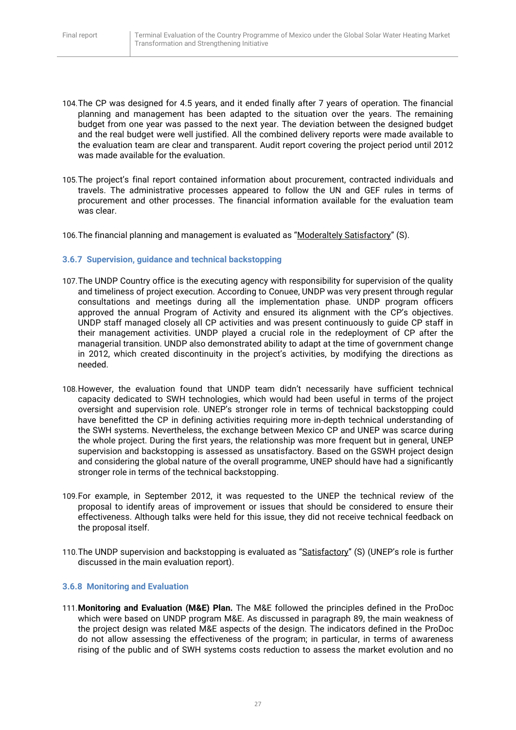104. The CP was designed for 4.5 years, and it ended finally after 7 years of operation. The financial planning and management has been adapted to the situation over the years. The remaining budget from one year was passed to the next year. The deviation between the designed budget and the real budget were well justified. All the combined delivery reports were made available to the evaluation team are clear and transparent. Audit report covering the project period until 2012 was made available for the evaluation.

105. The project's final report contained information about procurement, contracted individuals and travels. The administrative processes appeared to follow the UN and GEF rules in terms of procurement and other processes. The financial information available for the evaluation team was clear.

106. The financial planning and management is evaluated as "Moderaltely Satisfactory" (S).

### 3.6.7 Supervision, guidance and technical backstopping

107. The UNDP Country office is the executing agency with responsibility for supervision of the quality and timeliness of project execution. According to Conuee, UNDP was very present through regular consultations and meetings during all the implementation phase. UNDP program officers approved the annual Program of Activity and ensured its alignment with the CP's objectives. UNDP staff managed closely all CP activities and was present continuously to guide CP staff in their management activities. UNDP played a crucial role in the redeployment of CP after the managerial transition. UNDP also demonstrated ability to adapt at the time of government change in 2012, which created discontinuity in the project's activities, by modifying the directions as needed.

108. However, the evaluation found that UNDP team didn't necessarily have sufficient technical capacity dedicated to SWH technologies, which would had been useful in terms of the project oversight and supervision role. UNEP's stronger role in terms of technical backstopping could have benefitted the CP in defining activities requiring more in-depth technical understanding of the SWH systems. Nevertheless, the exchange between Mexico CP and UNEP was scarce during the whole project. During the first years, the relationship was more frequent but in general, UNEP supervision and backstopping is assessed as unsatisfactory. Based on the GSWH project design and considering the global nature of the overall programme, UNEP should have had a significantly stronger role in terms of the technical backstopping.

109. For example, in September 2012, it was requested to the UNEP the technical review of the proposal to identify areas of improvement or issues that should be considered to ensure their effectiveness. Although talks were held for this issue, they did not receive technical feedback on the proposal itself.

110. The UNDP supervision and backstopping is evaluated as "Satisfactory" (S) (UNEP's role is further discussed in the main evaluation report).

### 3.6.8 Monitoring and Evaluation

111. **Monitoring and Evaluation (M&E) Plan.** The M&E followed the principles defined in the ProDoc which were based on UNDP program M&E. As discussed in paragraph 89, the main weakness of the project design was related M&E aspects of the design. The indicators defined in the ProDoc do not allow assessing the effectiveness of the program; in particular, in terms of awareness rising of the public and of SWH systems costs reduction to assess the market evolution and no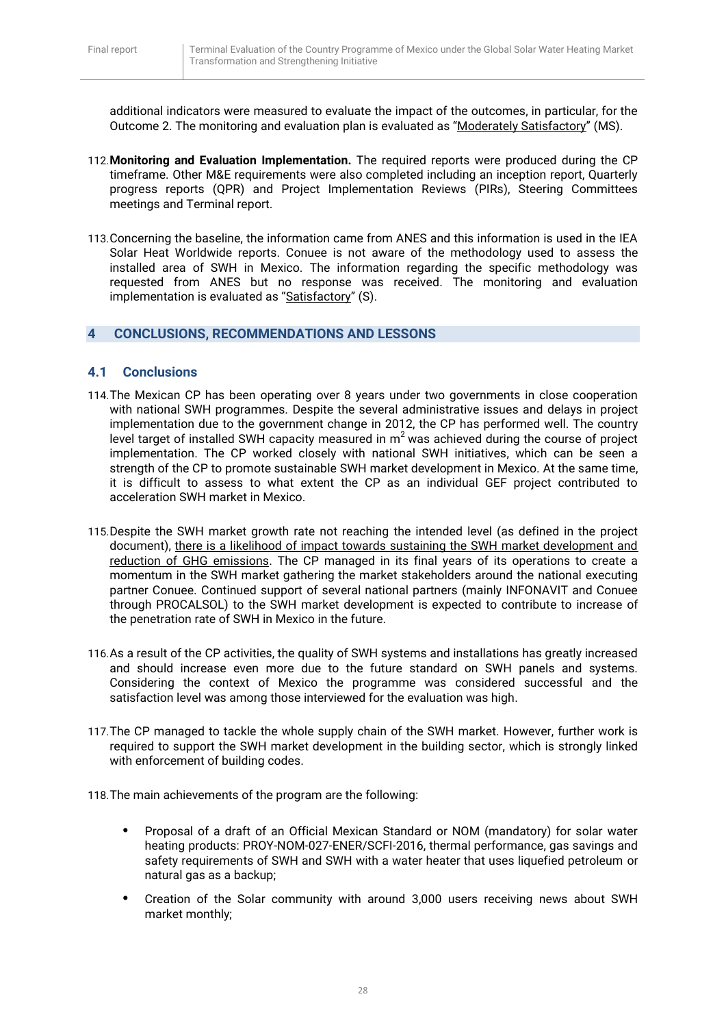additional indicators were measured to evaluate the impact of the outcomes, in particular, for the Outcome 2. The monitoring and evaluation plan is evaluated as "Moderately Satisfactory" (MS).

112. **Monitoring and Evaluation Implementation.** The required reports were produced during the CP timeframe. Other M&E requirements were also completed including an inception report, Quarterly progress reports (QPR) and Project Implementation Reviews (PIRs), Steering Committees meetings and Terminal report.

113. Concerning the baseline, the information came from ANES and this information is used in the IEA Solar Heat Worldwide reports. Conuee is not aware of the methodology used to assess the installed area of SWH in Mexico. The information regarding the specific methodology was requested from ANES but no response was received. The monitoring and evaluation implementation is evaluated as "Satisfactory" (S).

# 4 CONCLUSIONS, RECOMMENDATIONS AND LESSONS

## 4.1 Conclusions

114. The Mexican CP has been operating over 8 years under two governments in close cooperation with national SWH programmes. Despite the several administrative issues and delays in project implementation due to the government change in 2012, the CP has performed well. The country level target of installed SWH capacity measured in $m^2$ was achieved during the course of project implementation. The CP worked closely with national SWH initiatives, which can be seen a strength of the CP to promote sustainable SWH market development in Mexico. At the same time, it is difficult to assess to what extent the CP as an individual GEF project contributed to acceleration SWH market in Mexico.

115. Despite the SWH market growth rate not reaching the intended level (as defined in the project document), there is a likelihood of impact towards sustaining the SWH market development and reduction of GHG emissions. The CP managed in its final years of its operations to create a momentum in the SWH market gathering the market stakeholders around the national executing partner Conuee. Continued support of several national partners (mainly INFONAVIT and Conuee through PROCALSOL) to the SWH market development is expected to contribute to increase of the penetration rate of SWH in Mexico in the future.

116. As a result of the CP activities, the quality of SWH systems and installations has greatly increased and should increase even more due to the future standard on SWH panels and systems. Considering the context of Mexico the programme was considered successful and the satisfaction level was among those interviewed for the evaluation was high.

117. The CP managed to tackle the whole supply chain of the SWH market. However, further work is required to support the SWH market development in the building sector, which is strongly linked with enforcement of building codes.

118. The main achievements of the program are the following:

- Proposal of a draft of an Official Mexican Standard or NOM (mandatory) for solar water heating products: PROY-NOM-027-ENER/SCFI-2016, thermal performance, gas savings and safety requirements of SWH and SWH with a water heater that uses liquefied petroleum or natural gas as a backup;
- Creation of the Solar community with around 3,000 users receiving news about SWH market monthly;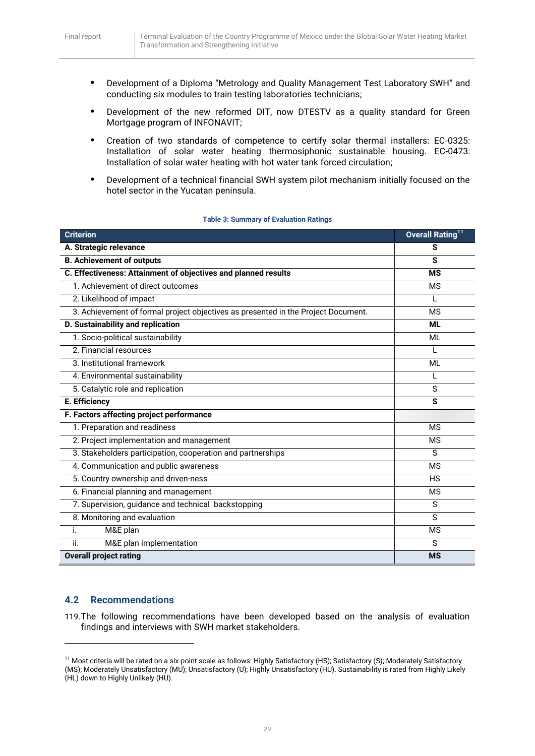- Development of a Diploma "Metrology and Quality Management Test Laboratory SWH" and conducting six modules to train testing laboratories technicians;
- Development of the new reformed DIT, now DTESTV as a quality standard for Green Mortgage program of INFONAVIT;
- Creation of two standards of competence to certify solar thermal installers: EC-0325: Installation of solar water heating thermosiphonic sustainable housing. EC-0473: Installation of solar water heating with hot water tank forced circulation;
- Development of a technical financial SWH system pilot mechanism initially focused on the hotel sector in the Yucatan peninsula.

**Table 3: Summary of Evaluation Ratings**

| Criterion | Overall Rating[11] |
|---|---|
| **A. Strategic relevance** | **S** |
| **B. Achievement of outputs** | **S** |
| **C. Effectiveness: Attainment of objectives and planned results** | **MS** |
| 1. Achievement of direct outcomes | MS |
| 2. Likelihood of impact | L |
| 3. Achievement of formal project objectives as presented in the Project Document. | MS |
| **D. Sustainability and replication** | **ML** |
| 1. Socio-political sustainability | ML |
| 2. Financial resources | L |
| 3. Institutional framework | ML |
| 4. Environmental sustainability | L |
| 5. Catalytic role and replication | S |
| **E. Efficiency** | **S** |
| **F. Factors affecting project performance** | |
| 1. Preparation and readiness | MS |
| 2. Project implementation and management | MS |
| 3. Stakeholders participation, cooperation and partnerships | S |
| 4. Communication and public awareness | MS |
| 5. Country ownership and driven-ness | HS |
| 6. Financial planning and management | MS |
| 7. Supervision, guidance and technical backstopping | S |
| 8. Monitoring and evaluation | S |
| i. M&E plan | MS |
| ii. M&E plan implementation | S |
| **Overall project rating** | **MS** |

## 4.2 Recommendations

119. The following recommendations have been developed based on the analysis of evaluation findings and interviews with SWH market stakeholders.

[11] Most criteria will be rated on a six-point scale as follows: Highly Satisfactory (HS); Satisfactory (S); Moderately Satisfactory (MS); Moderately Unsatisfactory (MU); Unsatisfactory (U); Highly Unsatisfactory (HU). Sustainability is rated from Highly Likely (HL) down to Highly Unlikely (HU).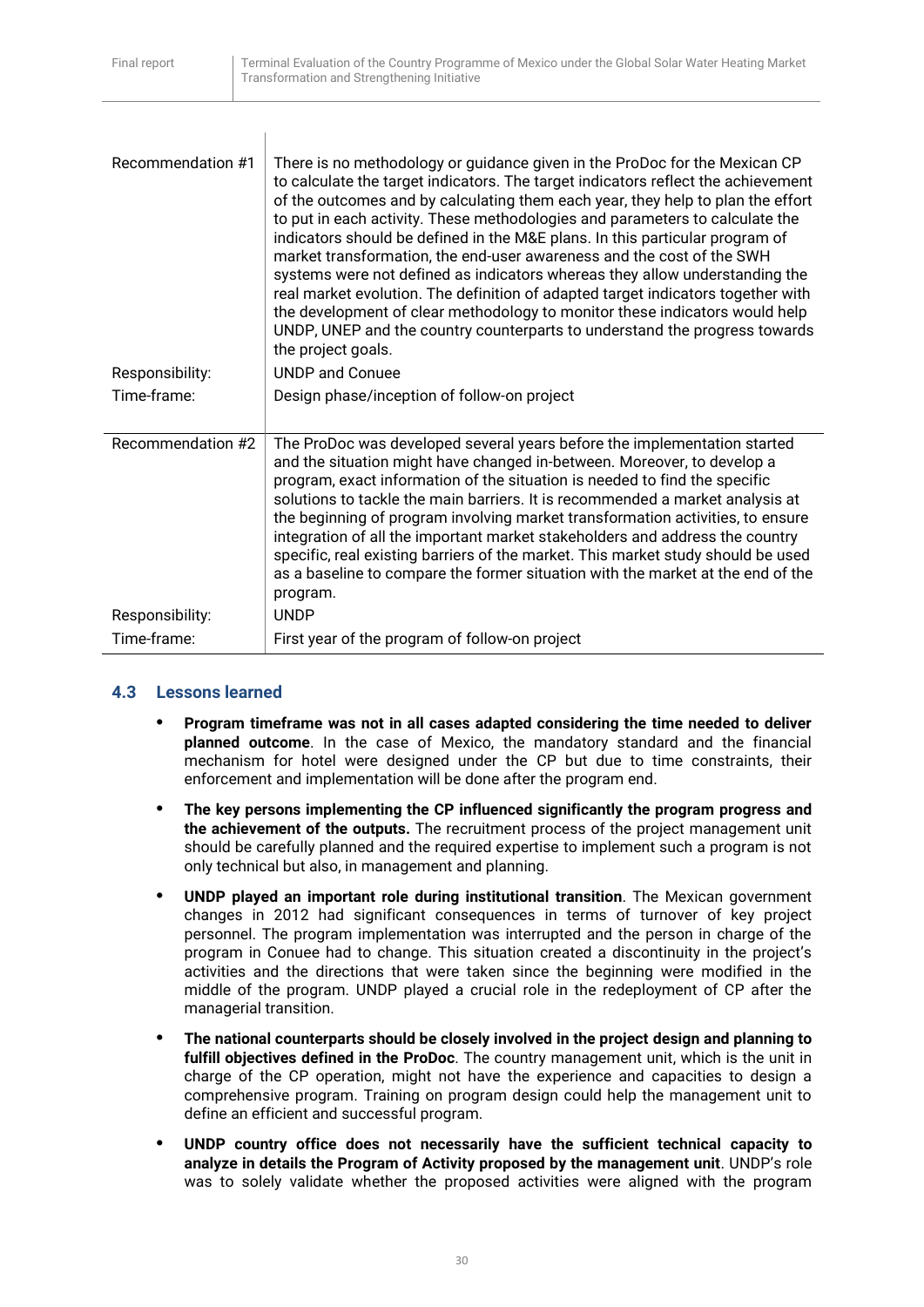| | |
|---|---|
| Recommendation #1 | There is no methodology or guidance given in the ProDoc for the Mexican CP to calculate the target indicators. The target indicators reflect the achievement of the outcomes and by calculating them each year, they help to plan the effort to put in each activity. These methodologies and parameters to calculate the indicators should be defined in the M&E plans. In this particular program of market transformation, the end-user awareness and the cost of the SWH systems were not defined as indicators whereas they allow understanding the real market evolution. The definition of adapted target indicators together with the development of clear methodology to monitor these indicators would help UNDP, UNEP and the country counterparts to understand the progress towards the project goals. |
| Responsibility: | UNDP and Conuee |
| Time-frame: | Design phase/inception of follow-on project |

| | |
|---|---|
| Recommendation #2 | The ProDoc was developed several years before the implementation started and the situation might have changed in-between. Moreover, to develop a program, exact information of the situation is needed to find the specific solutions to tackle the main barriers. It is recommended a market analysis at the beginning of program involving market transformation activities, to ensure integration of all the important market stakeholders and address the country specific, real existing barriers of the market. This market study should be used as a baseline to compare the former situation with the market at the end of the program. |
| Responsibility: | UNDP |
| Time-frame: | First year of the program of follow-on project |

## 4.3 Lessons learned

- **Program timeframe was not in all cases adapted considering the time needed to deliver planned outcome**. In the case of Mexico, the mandatory standard and the financial mechanism for hotel were designed under the CP but due to time constraints, their enforcement and implementation will be done after the program end.
- **The key persons implementing the CP influenced significantly the program progress and the achievement of the outputs.** The recruitment process of the project management unit should be carefully planned and the required expertise to implement such a program is not only technical but also, in management and planning.
- **UNDP played an important role during institutional transition**. The Mexican government changes in 2012 had significant consequences in terms of turnover of key project personnel. The program implementation was interrupted and the person in charge of the program in Conuee had to change. This situation created a discontinuity in the project's activities and the directions that were taken since the beginning were modified in the middle of the program. UNDP played a crucial role in the redeployment of CP after the managerial transition.
- **The national counterparts should be closely involved in the project design and planning to fulfill objectives defined in the ProDoc**. The country management unit, which is the unit in charge of the CP operation, might not have the experience and capacities to design a comprehensive program. Training on program design could help the management unit to define an efficient and successful program.
- **UNDP country office does not necessarily have the sufficient technical capacity to analyze in details the Program of Activity proposed by the management unit**. UNDP's role was to solely validate whether the proposed activities were aligned with the program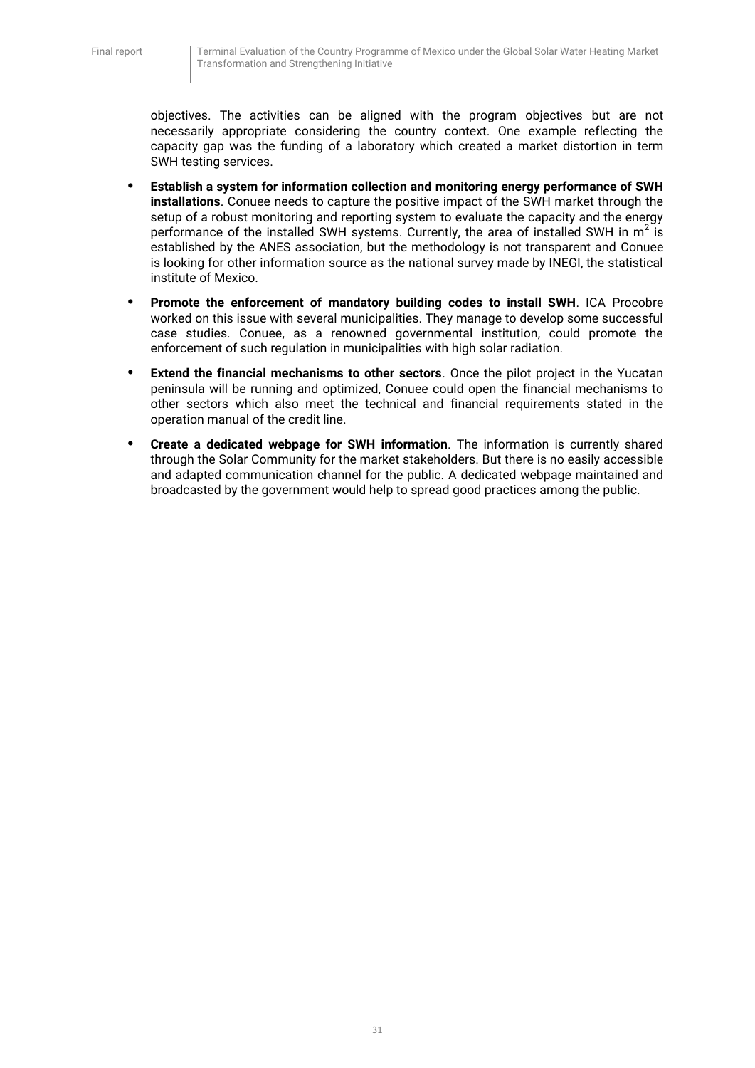objectives. The activities can be aligned with the program objectives but are not necessarily appropriate considering the country context. One example reflecting the capacity gap was the funding of a laboratory which created a market distortion in term SWH testing services.

- **Establish a system for information collection and monitoring energy performance of SWH installations**. Conuee needs to capture the positive impact of the SWH market through the setup of a robust monitoring and reporting system to evaluate the capacity and the energy performance of the installed SWH systems. Currently, the area of installed SWH in $m^2$ is established by the ANES association, but the methodology is not transparent and Conuee is looking for other information source as the national survey made by INEGI, the statistical institute of Mexico.
- **Promote the enforcement of mandatory building codes to install SWH**. ICA Procobre worked on this issue with several municipalities. They manage to develop some successful case studies. Conuee, as a renowned governmental institution, could promote the enforcement of such regulation in municipalities with high solar radiation.
- **Extend the financial mechanisms to other sectors**. Once the pilot project in the Yucatan peninsula will be running and optimized, Conuee could open the financial mechanisms to other sectors which also meet the technical and financial requirements stated in the operation manual of the credit line.
- **Create a dedicated webpage for SWH information**. The information is currently shared through the Solar Community for the market stakeholders. But there is no easily accessible and adapted communication channel for the public. A dedicated webpage maintained and broadcasted by the government would help to spread good practices among the public.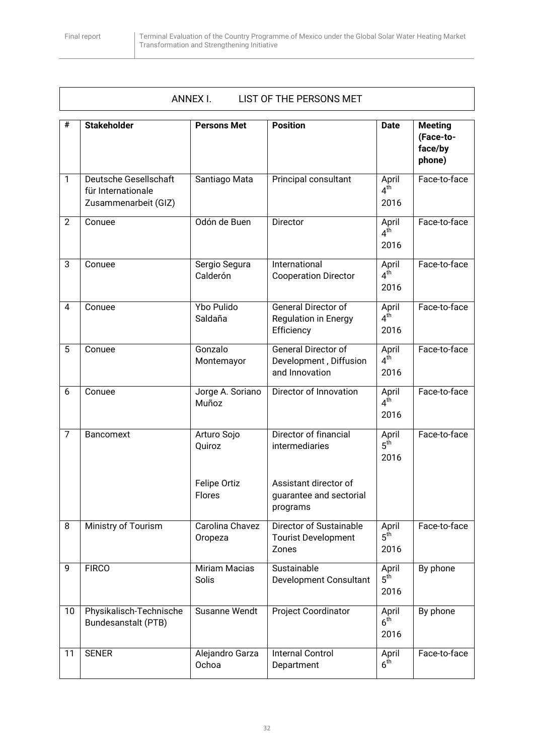## ANNEX I. LIST OF THE PERSONS MET

| # | Stakeholder | Persons Met | Position | Date | Meeting (Face-to-face/by phone) |
|---|---|---|---|---|---|
| 1 | Deutsche Gesellschaft für Internationale Zusammenarbeit (GIZ) | Santiago Mata | Principal consultant | April 4th 2016 | Face-to-face |
| 2 | Conuee | Odón de Buen | Director | April 4th 2016 | Face-to-face |
| 3 | Conuee | Sergio Segura Calderón | International Cooperation Director | April 4th 2016 | Face-to-face |
| 4 | Conuee | Ybo Pulido Saldaña | General Director of Regulation in Energy Efficiency | April 4th 2016 | Face-to-face |
| 5 | Conuee | Gonzalo Montemayor | General Director of Development , Diffusion and Innovation | April 4th 2016 | Face-to-face |
| 6 | Conuee | Jorge A. Soriano Muñoz | Director of Innovation | April 4th 2016 | Face-to-face |
| 7 | Bancomext | Arturo Sojo Quiroz<br><br>Felipe Ortiz Flores | Director of financial intermediaries<br><br>Assistant director of guarantee and sectorial programs | April 5th 2016 | Face-to-face |
| 8 | Ministry of Tourism | Carolina Chavez Oropeza | Director of Sustainable Tourist Development Zones | April 5th 2016 | Face-to-face |
| 9 | FIRCO | Miriam Macias Solis | Sustainable Development Consultant | April 5th 2016 | By phone |
| 10 | Physikalisch-Technische Bundesanstalt (PTB) | Susanne Wendt | Project Coordinator | April 6th 2016 | By phone |
| 11 | SENER | Alejandro Garza Ochoa | Internal Control Department | April 6th | Face-to-face |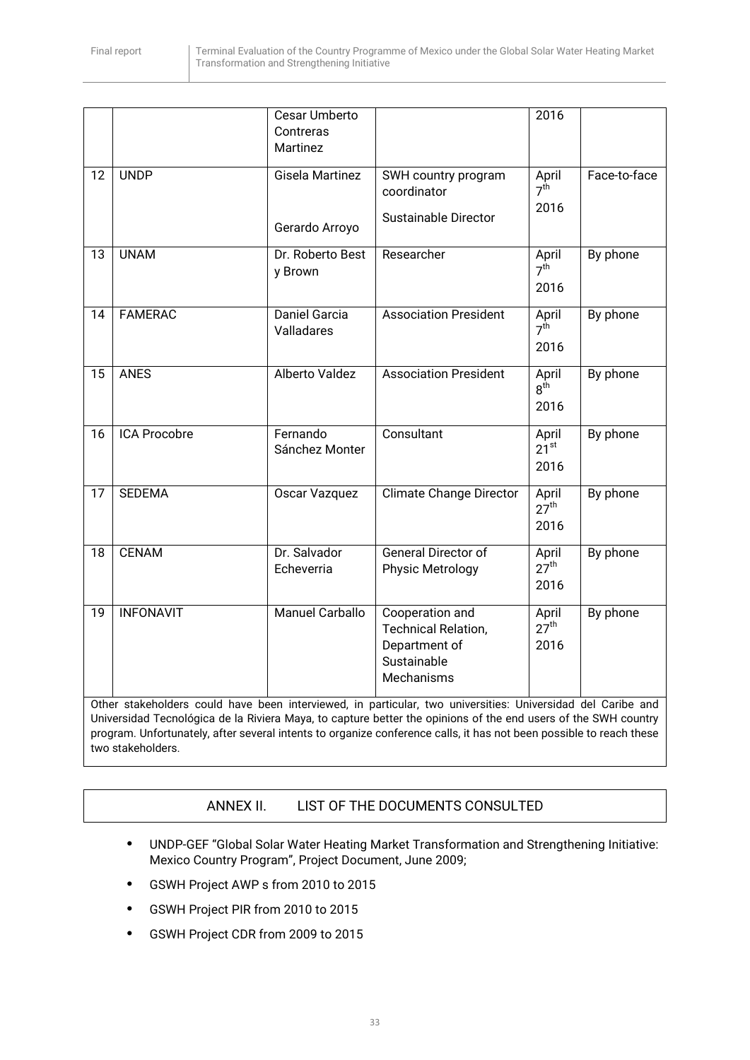| | | | | | |
|---|---|---|---|---|---|
| | | Cesar Umberto Contreras Martinez | | 2016 | |
| 12 | UNDP | Gisela Martinez<br><br>Gerardo Arroyo | SWH country program coordinator<br><br>Sustainable Director | April 7th 2016 | Face-to-face |
| 13 | UNAM | Dr. Roberto Best y Brown | Researcher | April 7th 2016 | By phone |
| 14 | FAMERAC | Daniel Garcia Valladares | Association President | April 7th 2016 | By phone |
| 15 | ANES | Alberto Valdez | Association President | April 8th 2016 | By phone |
| 16 | ICA Procobre | Fernando Sánchez Monter | Consultant | April 21st 2016 | By phone |
| 17 | SEDEMA | Oscar Vazquez | Climate Change Director | April 27th 2016 | By phone |
| 18 | CENAM | Dr. Salvador Echeverria | General Director of Physic Metrology | April 27th 2016 | By phone |
| 19 | INFONAVIT | Manuel Carballo | Cooperation and Technical Relation, Department of Sustainable Mechanisms | April 27th 2016 | By phone |

Other stakeholders could have been interviewed, in particular, two universities: Universidad del Caribe and Universidad Tecnológica de la Riviera Maya, to capture better the opinions of the end users of the SWH country program. Unfortunately, after several intents to organize conference calls, it has not been possible to reach these two stakeholders.

## ANNEX II. LIST OF THE DOCUMENTS CONSULTED

- UNDP-GEF "Global Solar Water Heating Market Transformation and Strengthening Initiative: Mexico Country Program", Project Document, June 2009;
- GSWH Project AWP s from 2010 to 2015
- GSWH Project PIR from 2010 to 2015
- GSWH Project CDR from 2009 to 2015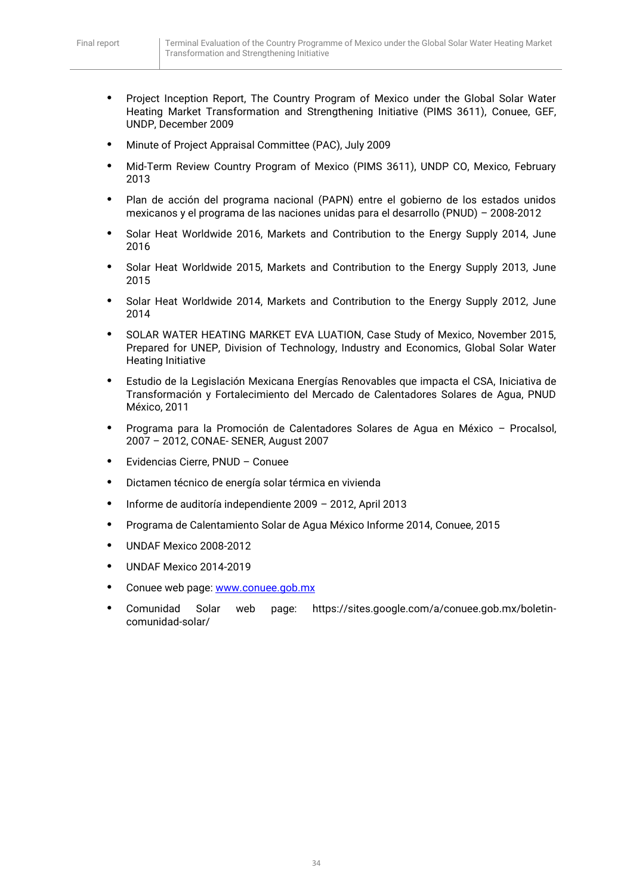- Project Inception Report, The Country Program of Mexico under the Global Solar Water Heating Market Transformation and Strengthening Initiative (PIMS 3611), Conuee, GEF, UNDP, December 2009
- Minute of Project Appraisal Committee (PAC), July 2009
- Mid-Term Review Country Program of Mexico (PIMS 3611), UNDP CO, Mexico, February 2013
- Plan de acción del programa nacional (PAPN) entre el gobierno de los estados unidos mexicanos y el programa de las naciones unidas para el desarrollo (PNUD) – 2008-2012
- Solar Heat Worldwide 2016, Markets and Contribution to the Energy Supply 2014, June 2016
- Solar Heat Worldwide 2015, Markets and Contribution to the Energy Supply 2013, June 2015
- Solar Heat Worldwide 2014, Markets and Contribution to the Energy Supply 2012, June 2014
- SOLAR WATER HEATING MARKET EVA LUATION, Case Study of Mexico, November 2015, Prepared for UNEP, Division of Technology, Industry and Economics, Global Solar Water Heating Initiative
- Estudio de la Legislación Mexicana Energías Renovables que impacta el CSA, Iniciativa de Transformación y Fortalecimiento del Mercado de Calentadores Solares de Agua, PNUD México, 2011
- Programa para la Promoción de Calentadores Solares de Agua en México – Procalsol, 2007 – 2012, CONAE- SENER, August 2007
- Evidencias Cierre, PNUD – Conuee
- Dictamen técnico de energía solar térmica en vivienda
- Informe de auditoría independiente 2009 – 2012, April 2013
- Programa de Calentamiento Solar de Agua México Informe 2014, Conuee, 2015
- UNDAF Mexico 2008-2012
- UNDAF Mexico 2014-2019
- Conuee web page: www.conuee.gob.mx
- Comunidad Solar web page: https://sites.google.com/a/conuee.gob.mx/boletin-comunidad-solar/